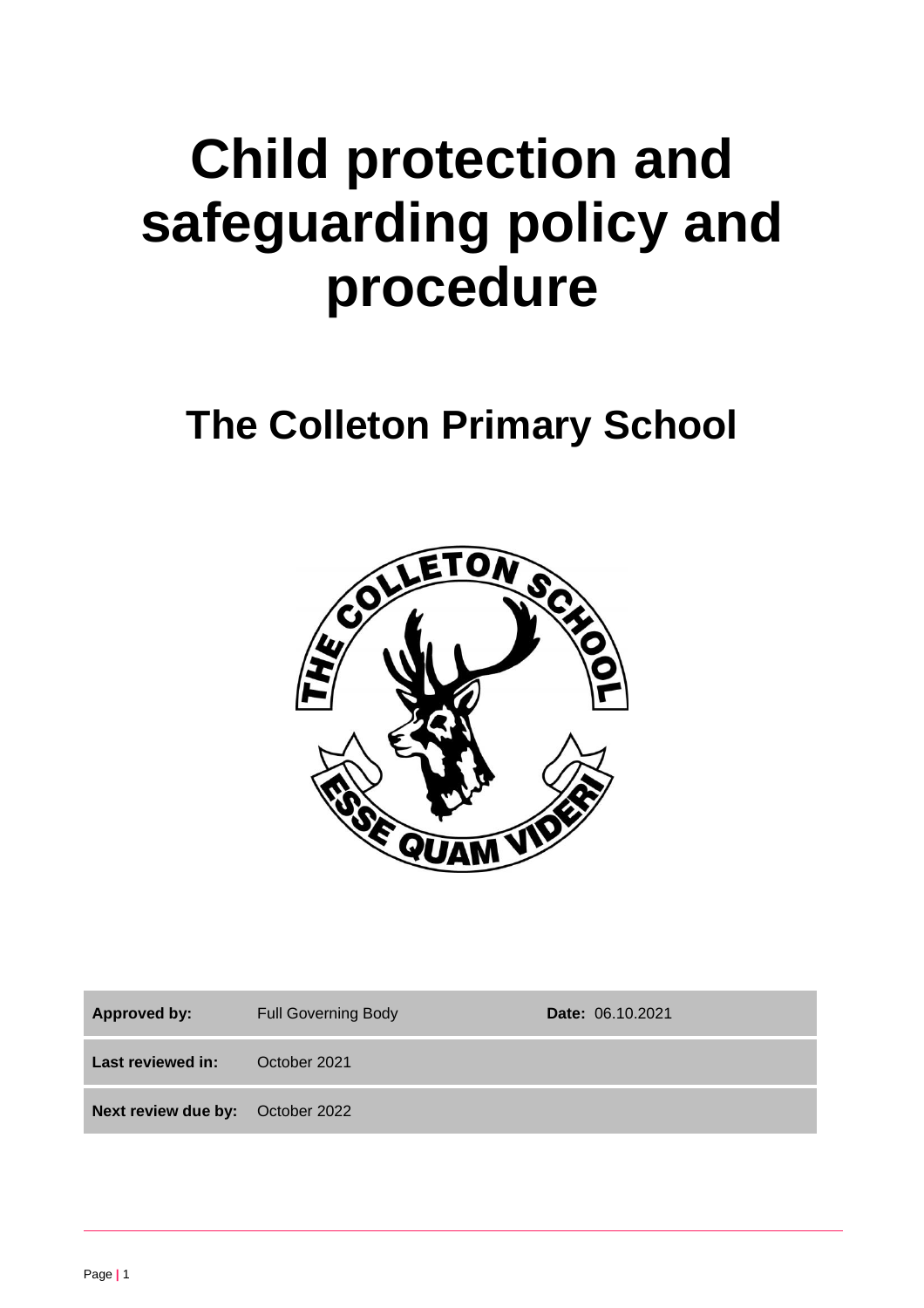# Child protection and safeguarding policy and procedure

## The Colleton Primary School

| Approved by: | Full Governing Body | Date: 06.10.2021 |
|---|---|---|
| Last reviewed in: | October 2021 | |
| Next review due by: | October 2022 | |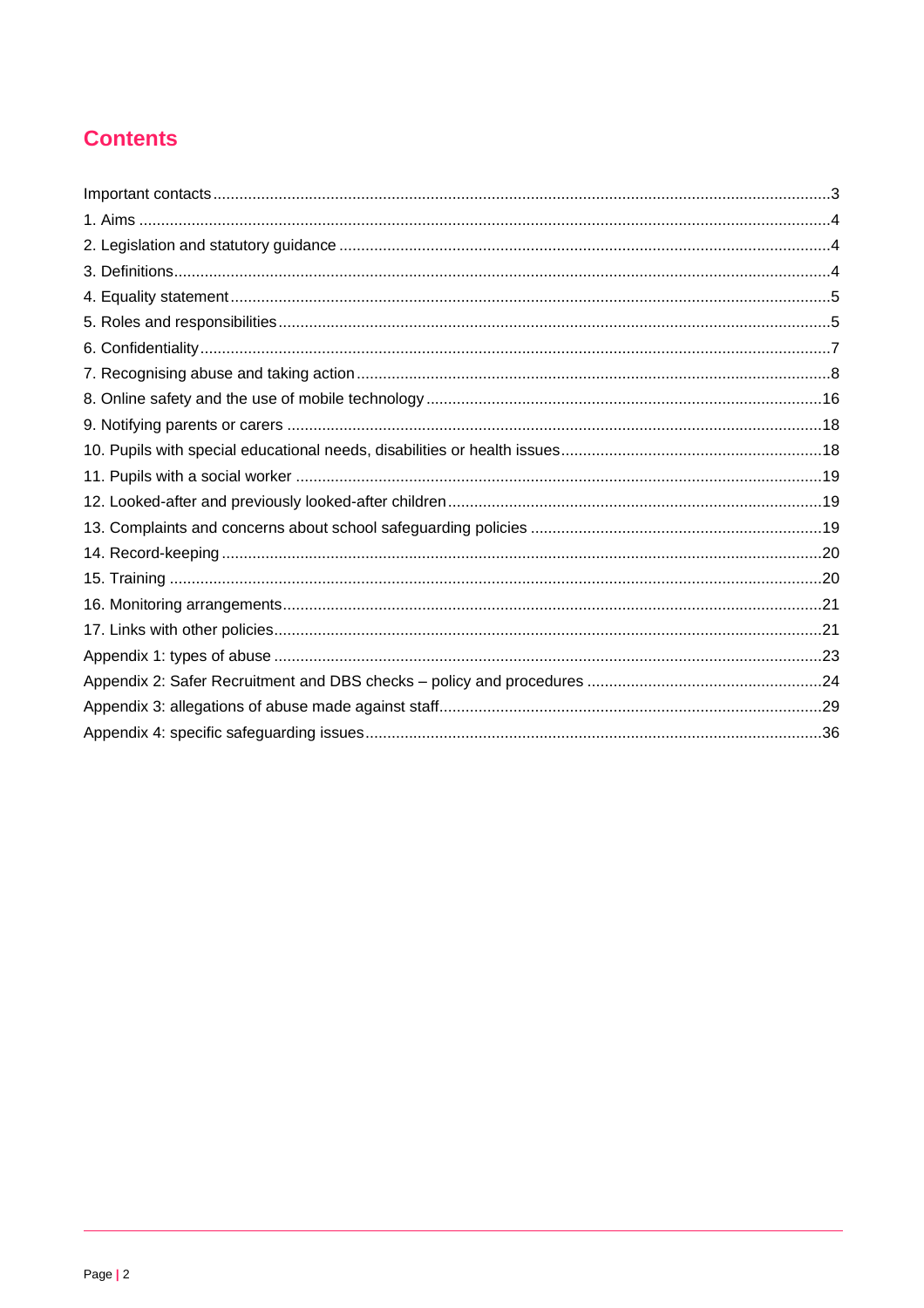# Contents

Important contacts ... 3
1. Aims ... 4
2. Legislation and statutory guidance ... 4
3. Definitions ... 4
4. Equality statement ... 5
5. Roles and responsibilities ... 5
6. Confidentiality ... 7
7. Recognising abuse and taking action ... 8
8. Online safety and the use of mobile technology ... 16
9. Notifying parents or carers ... 18
10. Pupils with special educational needs, disabilities or health issues ... 18
11. Pupils with a social worker ... 19
12. Looked-after and previously looked-after children ... 19
13. Complaints and concerns about school safeguarding policies ... 19
14. Record-keeping ... 20
15. Training ... 20
16. Monitoring arrangements ... 21
17. Links with other policies ... 21

Appendix 1: types of abuse ... 23
Appendix 2: Safer Recruitment and DBS checks – policy and procedures ... 24
Appendix 3: allegations of abuse made against staff ... 29
Appendix 4: specific safeguarding issues ... 36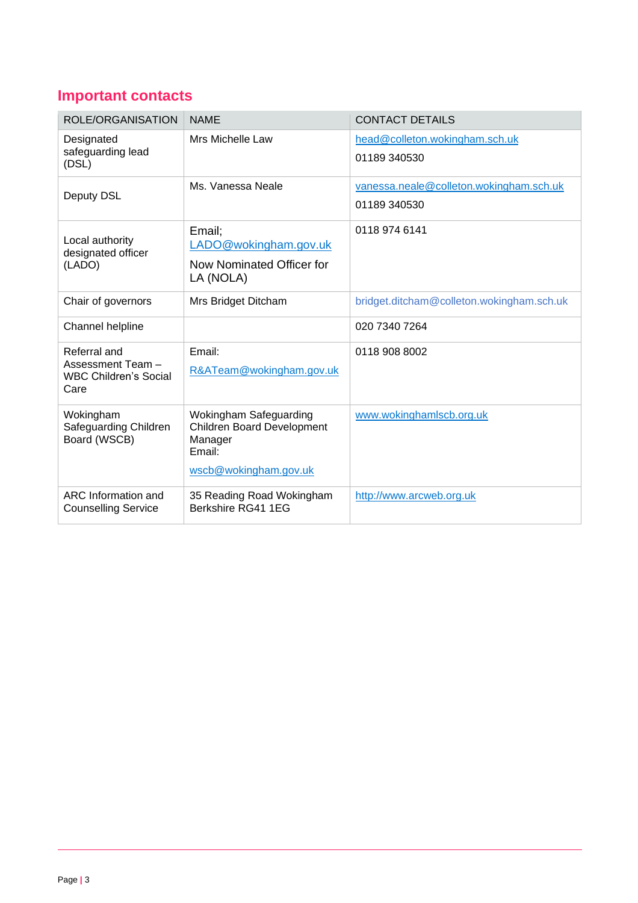## Important contacts

| ROLE/ORGANISATION | NAME | CONTACT DETAILS |
|---|---|---|
| Designated safeguarding lead (DSL) | Mrs Michelle Law | head@colleton.wokingham.sch.uk<br>01189 340530 |
| Deputy DSL | Ms. Vanessa Neale | vanessa.neale@colleton.wokingham.sch.uk<br>01189 340530 |
| Local authority designated officer (LADO) | Email; LADO@wokingham.gov.uk<br>Now Nominated Officer for LA (NOLA) | 0118 974 6141 |
| Chair of governors | Mrs Bridget Ditcham | bridget.ditcham@colleton.wokingham.sch.uk |
| Channel helpline | | 020 7340 7264 |
| Referral and Assessment Team – WBC Children's Social Care | Email:<br>R&ATeam@wokingham.gov.uk | 0118 908 8002 |
| Wokingham Safeguarding Children Board (WSCB) | Wokingham Safeguarding Children Board Development Manager<br>Email:<br>wscb@wokingham.gov.uk | www.wokinghamlscb.org.uk |
| ARC Information and Counselling Service | 35 Reading Road Wokingham Berkshire RG41 1EG | http://www.arcweb.org.uk |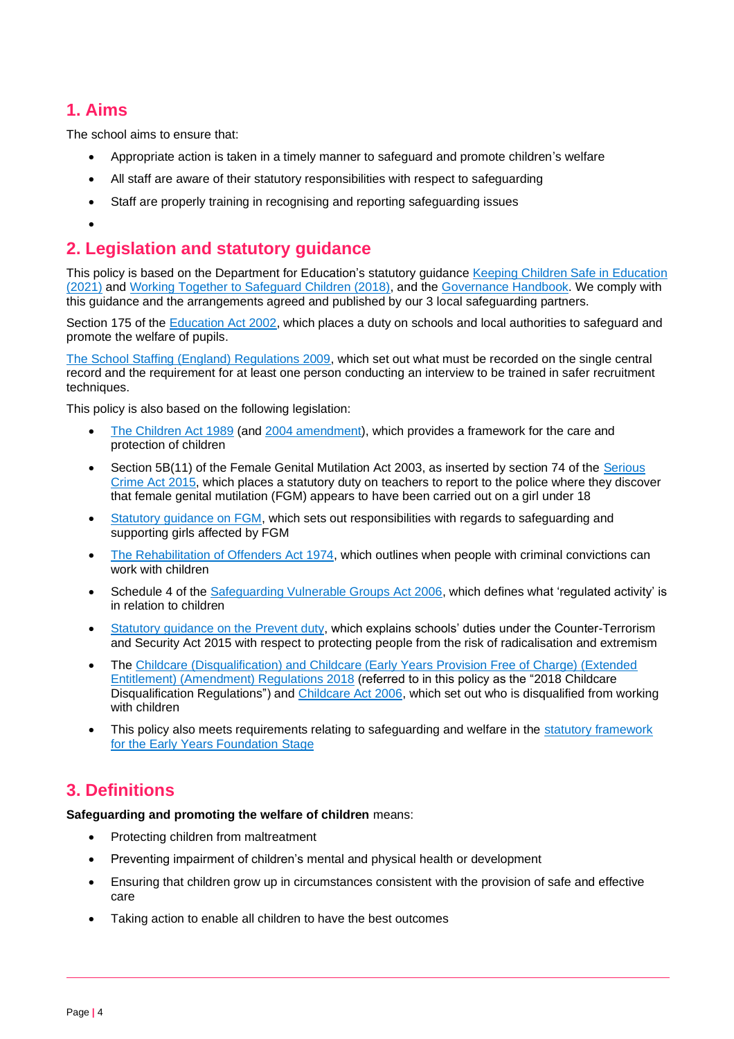## 1. Aims

The school aims to ensure that:

- Appropriate action is taken in a timely manner to safeguard and promote children's welfare
- All staff are aware of their statutory responsibilities with respect to safeguarding
- Staff are properly training in recognising and reporting safeguarding issues
- 

## 2. Legislation and statutory guidance

This policy is based on the Department for Education's statutory guidance Keeping Children Safe in Education (2021) and Working Together to Safeguard Children (2018), and the Governance Handbook. We comply with this guidance and the arrangements agreed and published by our 3 local safeguarding partners.

Section 175 of the Education Act 2002, which places a duty on schools and local authorities to safeguard and promote the welfare of pupils.

The School Staffing (England) Regulations 2009, which set out what must be recorded on the single central record and the requirement for at least one person conducting an interview to be trained in safer recruitment techniques.

This policy is also based on the following legislation:

- The Children Act 1989 (and 2004 amendment), which provides a framework for the care and protection of children
- Section 5B(11) of the Female Genital Mutilation Act 2003, as inserted by section 74 of the Serious Crime Act 2015, which places a statutory duty on teachers to report to the police where they discover that female genital mutilation (FGM) appears to have been carried out on a girl under 18
- Statutory guidance on FGM, which sets out responsibilities with regards to safeguarding and supporting girls affected by FGM
- The Rehabilitation of Offenders Act 1974, which outlines when people with criminal convictions can work with children
- Schedule 4 of the Safeguarding Vulnerable Groups Act 2006, which defines what 'regulated activity' is in relation to children
- Statutory guidance on the Prevent duty, which explains schools' duties under the Counter-Terrorism and Security Act 2015 with respect to protecting people from the risk of radicalisation and extremism
- The Childcare (Disqualification) and Childcare (Early Years Provision Free of Charge) (Extended Entitlement) (Amendment) Regulations 2018 (referred to in this policy as the "2018 Childcare Disqualification Regulations") and Childcare Act 2006, which set out who is disqualified from working with children
- This policy also meets requirements relating to safeguarding and welfare in the statutory framework for the Early Years Foundation Stage

## 3. Definitions

**Safeguarding and promoting the welfare of children** means:

- Protecting children from maltreatment
- Preventing impairment of children's mental and physical health or development
- Ensuring that children grow up in circumstances consistent with the provision of safe and effective care
- Taking action to enable all children to have the best outcomes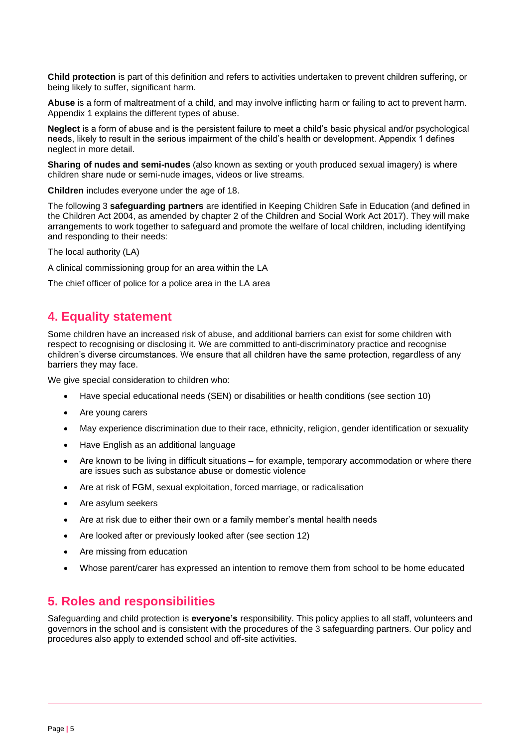**Child protection** is part of this definition and refers to activities undertaken to prevent children suffering, or being likely to suffer, significant harm.

**Abuse** is a form of maltreatment of a child, and may involve inflicting harm or failing to act to prevent harm. Appendix 1 explains the different types of abuse.

**Neglect** is a form of abuse and is the persistent failure to meet a child's basic physical and/or psychological needs, likely to result in the serious impairment of the child's health or development. Appendix 1 defines neglect in more detail.

**Sharing of nudes and semi-nudes** (also known as sexting or youth produced sexual imagery) is where children share nude or semi-nude images, videos or live streams.

**Children** includes everyone under the age of 18.

The following 3 **safeguarding partners** are identified in Keeping Children Safe in Education (and defined in the Children Act 2004, as amended by chapter 2 of the Children and Social Work Act 2017). They will make arrangements to work together to safeguard and promote the welfare of local children, including identifying and responding to their needs:

The local authority (LA)

A clinical commissioning group for an area within the LA

The chief officer of police for a police area in the LA area

## 4. Equality statement

Some children have an increased risk of abuse, and additional barriers can exist for some children with respect to recognising or disclosing it. We are committed to anti-discriminatory practice and recognise children's diverse circumstances. We ensure that all children have the same protection, regardless of any barriers they may face.

We give special consideration to children who:

- Have special educational needs (SEN) or disabilities or health conditions (see section 10)
- Are young carers
- May experience discrimination due to their race, ethnicity, religion, gender identification or sexuality
- Have English as an additional language
- Are known to be living in difficult situations – for example, temporary accommodation or where there are issues such as substance abuse or domestic violence
- Are at risk of FGM, sexual exploitation, forced marriage, or radicalisation
- Are asylum seekers
- Are at risk due to either their own or a family member's mental health needs
- Are looked after or previously looked after (see section 12)
- Are missing from education
- Whose parent/carer has expressed an intention to remove them from school to be home educated

## 5. Roles and responsibilities

Safeguarding and child protection is **everyone's** responsibility. This policy applies to all staff, volunteers and governors in the school and is consistent with the procedures of the 3 safeguarding partners. Our policy and procedures also apply to extended school and off-site activities.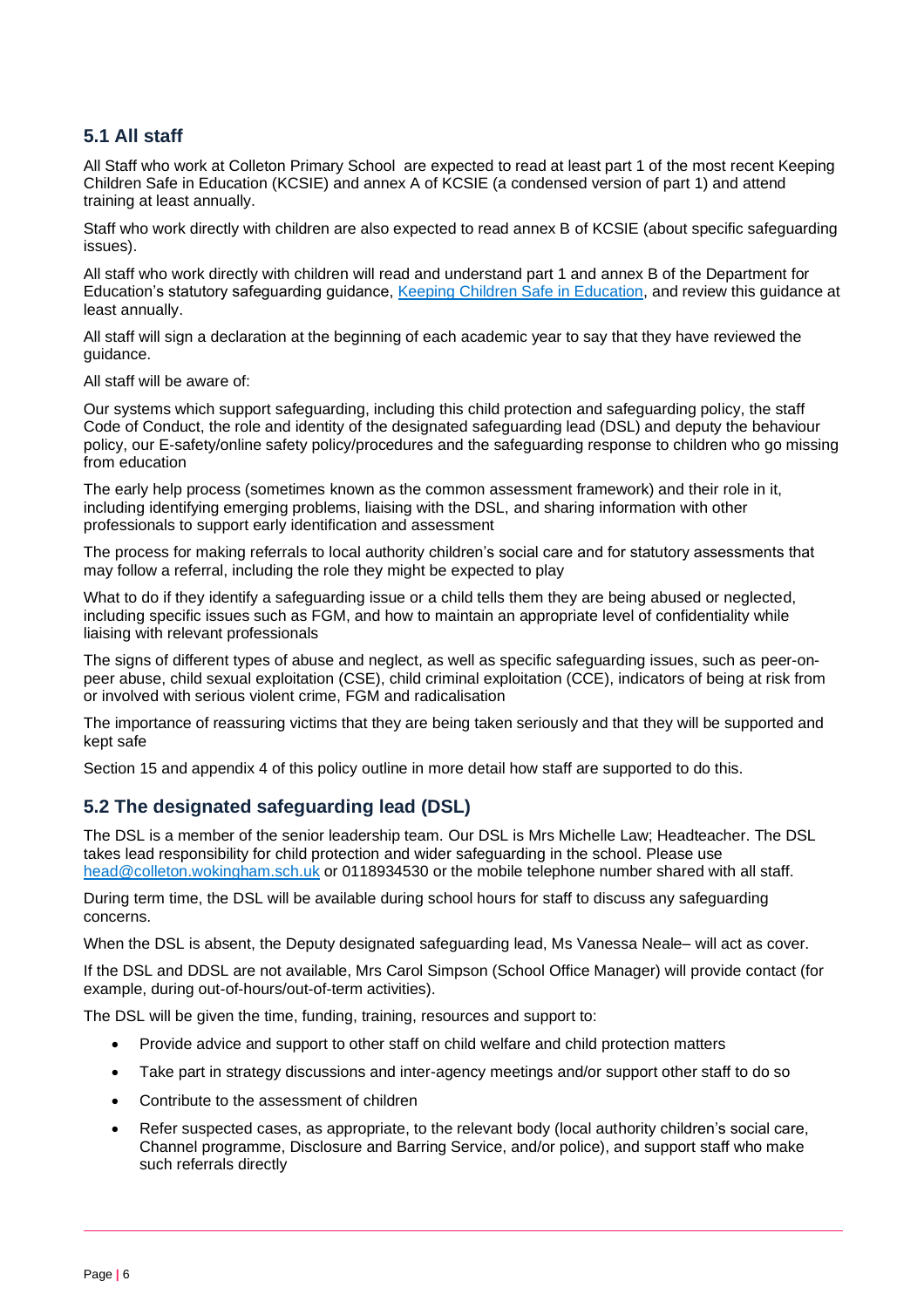## 5.1 All staff

All Staff who work at Colleton Primary School are expected to read at least part 1 of the most recent Keeping Children Safe in Education (KCSIE) and annex A of KCSIE (a condensed version of part 1) and attend training at least annually.

Staff who work directly with children are also expected to read annex B of KCSIE (about specific safeguarding issues).

All staff who work directly with children will read and understand part 1 and annex B of the Department for Education's statutory safeguarding guidance, [Keeping Children Safe in Education](), and review this guidance at least annually.

All staff will sign a declaration at the beginning of each academic year to say that they have reviewed the guidance.

All staff will be aware of:

Our systems which support safeguarding, including this child protection and safeguarding policy, the staff Code of Conduct, the role and identity of the designated safeguarding lead (DSL) and deputy the behaviour policy, our E-safety/online safety policy/procedures and the safeguarding response to children who go missing from education

The early help process (sometimes known as the common assessment framework) and their role in it, including identifying emerging problems, liaising with the DSL, and sharing information with other professionals to support early identification and assessment

The process for making referrals to local authority children's social care and for statutory assessments that may follow a referral, including the role they might be expected to play

What to do if they identify a safeguarding issue or a child tells them they are being abused or neglected, including specific issues such as FGM, and how to maintain an appropriate level of confidentiality while liaising with relevant professionals

The signs of different types of abuse and neglect, as well as specific safeguarding issues, such as peer-on-peer abuse, child sexual exploitation (CSE), child criminal exploitation (CCE), indicators of being at risk from or involved with serious violent crime, FGM and radicalisation

The importance of reassuring victims that they are being taken seriously and that they will be supported and kept safe

Section 15 and appendix 4 of this policy outline in more detail how staff are supported to do this.

## 5.2 The designated safeguarding lead (DSL)

The DSL is a member of the senior leadership team. Our DSL is Mrs Michelle Law; Headteacher. The DSL takes lead responsibility for child protection and wider safeguarding in the school. Please use [head@colleton.wokingham.sch.uk]() or 0118934530 or the mobile telephone number shared with all staff.

During term time, the DSL will be available during school hours for staff to discuss any safeguarding concerns.

When the DSL is absent, the Deputy designated safeguarding lead, Ms Vanessa Neale– will act as cover.

If the DSL and DDSL are not available, Mrs Carol Simpson (School Office Manager) will provide contact (for example, during out-of-hours/out-of-term activities).

The DSL will be given the time, funding, training, resources and support to:

- Provide advice and support to other staff on child welfare and child protection matters
- Take part in strategy discussions and inter-agency meetings and/or support other staff to do so
- Contribute to the assessment of children
- Refer suspected cases, as appropriate, to the relevant body (local authority children's social care, Channel programme, Disclosure and Barring Service, and/or police), and support staff who make such referrals directly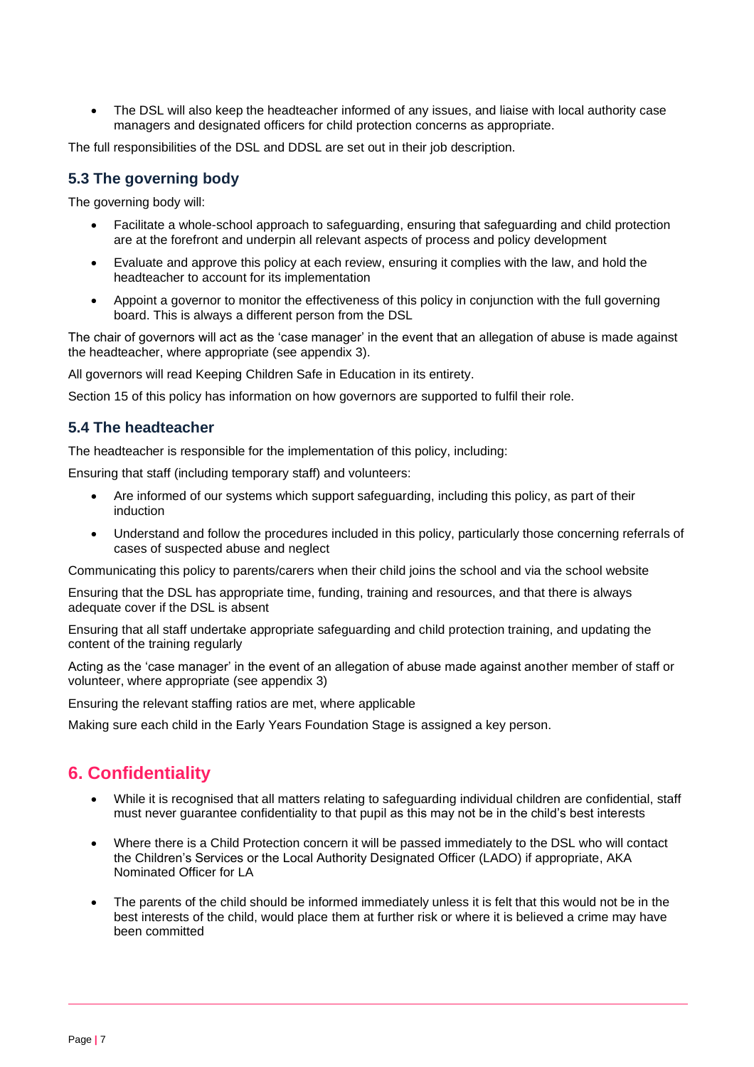- The DSL will also keep the headteacher informed of any issues, and liaise with local authority case managers and designated officers for child protection concerns as appropriate.

The full responsibilities of the DSL and DDSL are set out in their job description.

### 5.3 The governing body

The governing body will:

- Facilitate a whole-school approach to safeguarding, ensuring that safeguarding and child protection are at the forefront and underpin all relevant aspects of process and policy development
- Evaluate and approve this policy at each review, ensuring it complies with the law, and hold the headteacher to account for its implementation
- Appoint a governor to monitor the effectiveness of this policy in conjunction with the full governing board. This is always a different person from the DSL

The chair of governors will act as the 'case manager' in the event that an allegation of abuse is made against the headteacher, where appropriate (see appendix 3).

All governors will read Keeping Children Safe in Education in its entirety.

Section 15 of this policy has information on how governors are supported to fulfil their role.

### 5.4 The headteacher

The headteacher is responsible for the implementation of this policy, including:

Ensuring that staff (including temporary staff) and volunteers:

- Are informed of our systems which support safeguarding, including this policy, as part of their induction
- Understand and follow the procedures included in this policy, particularly those concerning referrals of cases of suspected abuse and neglect

Communicating this policy to parents/carers when their child joins the school and via the school website

Ensuring that the DSL has appropriate time, funding, training and resources, and that there is always adequate cover if the DSL is absent

Ensuring that all staff undertake appropriate safeguarding and child protection training, and updating the content of the training regularly

Acting as the 'case manager' in the event of an allegation of abuse made against another member of staff or volunteer, where appropriate (see appendix 3)

Ensuring the relevant staffing ratios are met, where applicable

Making sure each child in the Early Years Foundation Stage is assigned a key person.

## 6. Confidentiality

- While it is recognised that all matters relating to safeguarding individual children are confidential, staff must never guarantee confidentiality to that pupil as this may not be in the child's best interests
- Where there is a Child Protection concern it will be passed immediately to the DSL who will contact the Children's Services or the Local Authority Designated Officer (LADO) if appropriate, AKA Nominated Officer for LA
- The parents of the child should be informed immediately unless it is felt that this would not be in the best interests of the child, would place them at further risk or where it is believed a crime may have been committed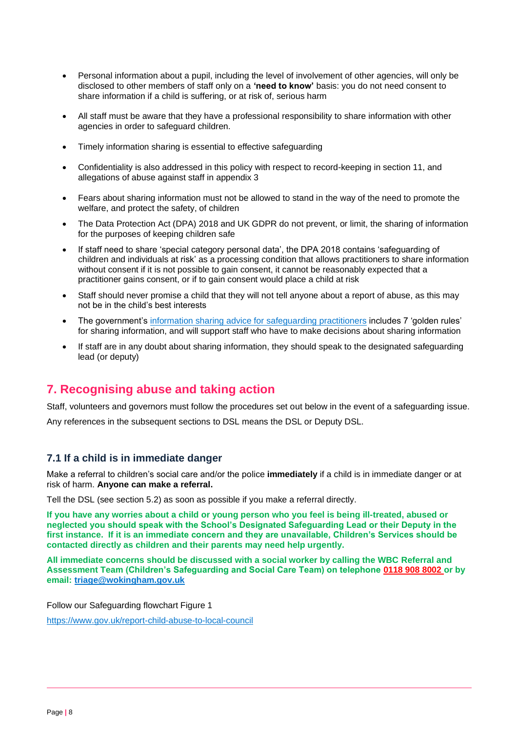- Personal information about a pupil, including the level of involvement of other agencies, will only be disclosed to other members of staff only on a **'need to know'** basis: you do not need consent to share information if a child is suffering, or at risk of, serious harm
- All staff must be aware that they have a professional responsibility to share information with other agencies in order to safeguard children.
- Timely information sharing is essential to effective safeguarding
- Confidentiality is also addressed in this policy with respect to record-keeping in section 11, and allegations of abuse against staff in appendix 3
- Fears about sharing information must not be allowed to stand in the way of the need to promote the welfare, and protect the safety, of children
- The Data Protection Act (DPA) 2018 and UK GDPR do not prevent, or limit, the sharing of information for the purposes of keeping children safe
- If staff need to share 'special category personal data', the DPA 2018 contains 'safeguarding of children and individuals at risk' as a processing condition that allows practitioners to share information without consent if it is not possible to gain consent, it cannot be reasonably expected that a practitioner gains consent, or if to gain consent would place a child at risk
- Staff should never promise a child that they will not tell anyone about a report of abuse, as this may not be in the child's best interests
- The government's information sharing advice for safeguarding practitioners includes 7 'golden rules' for sharing information, and will support staff who have to make decisions about sharing information
- If staff are in any doubt about sharing information, they should speak to the designated safeguarding lead (or deputy)

## 7. Recognising abuse and taking action

Staff, volunteers and governors must follow the procedures set out below in the event of a safeguarding issue.

Any references in the subsequent sections to DSL means the DSL or Deputy DSL.

### 7.1 If a child is in immediate danger

Make a referral to children's social care and/or the police **immediately** if a child is in immediate danger or at risk of harm. **Anyone can make a referral.**

Tell the DSL (see section 5.2) as soon as possible if you make a referral directly.

**If you have any worries about a child or young person who you feel is being ill-treated, abused or neglected you should speak with the School's Designated Safeguarding Lead or their Deputy in the first instance. If it is an immediate concern and they are unavailable, Children's Services should be contacted directly as children and their parents may need help urgently.**

**All immediate concerns should be discussed with a social worker by calling the WBC Referral and Assessment Team (Children's Safeguarding and Social Care Team) on telephone 0118 908 8002 or by email: triage@wokingham.gov.uk**

Follow our Safeguarding flowchart Figure 1

https://www.gov.uk/report-child-abuse-to-local-council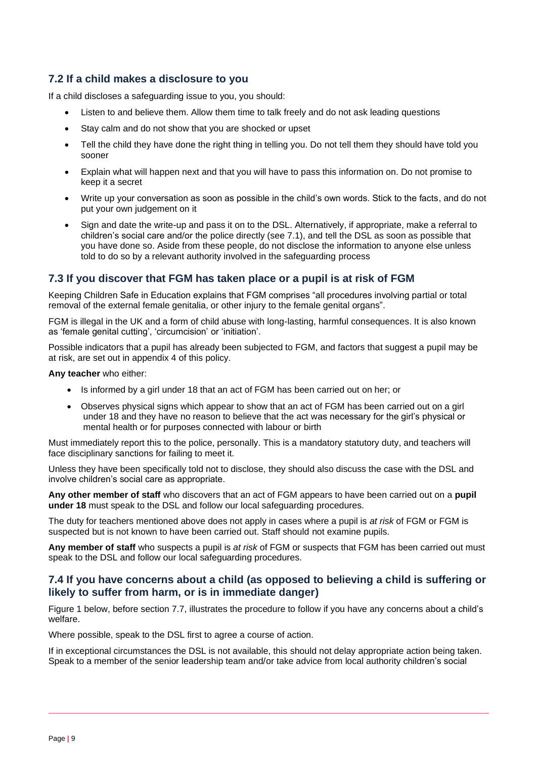### 7.2 If a child makes a disclosure to you

If a child discloses a safeguarding issue to you, you should:

- Listen to and believe them. Allow them time to talk freely and do not ask leading questions
- Stay calm and do not show that you are shocked or upset
- Tell the child they have done the right thing in telling you. Do not tell them they should have told you sooner
- Explain what will happen next and that you will have to pass this information on. Do not promise to keep it a secret
- Write up your conversation as soon as possible in the child's own words. Stick to the facts, and do not put your own judgement on it
- Sign and date the write-up and pass it on to the DSL. Alternatively, if appropriate, make a referral to children's social care and/or the police directly (see 7.1), and tell the DSL as soon as possible that you have done so. Aside from these people, do not disclose the information to anyone else unless told to do so by a relevant authority involved in the safeguarding process

### 7.3 If you discover that FGM has taken place or a pupil is at risk of FGM

Keeping Children Safe in Education explains that FGM comprises "all procedures involving partial or total removal of the external female genitalia, or other injury to the female genital organs".

FGM is illegal in the UK and a form of child abuse with long-lasting, harmful consequences. It is also known as 'female genital cutting', 'circumcision' or 'initiation'.

Possible indicators that a pupil has already been subjected to FGM, and factors that suggest a pupil may be at risk, are set out in appendix 4 of this policy.

**Any teacher** who either:

- Is informed by a girl under 18 that an act of FGM has been carried out on her; or
- Observes physical signs which appear to show that an act of FGM has been carried out on a girl under 18 and they have no reason to believe that the act was necessary for the girl's physical or mental health or for purposes connected with labour or birth

Must immediately report this to the police, personally. This is a mandatory statutory duty, and teachers will face disciplinary sanctions for failing to meet it.

Unless they have been specifically told not to disclose, they should also discuss the case with the DSL and involve children's social care as appropriate.

**Any other member of staff** who discovers that an act of FGM appears to have been carried out on a **pupil under 18** must speak to the DSL and follow our local safeguarding procedures.

The duty for teachers mentioned above does not apply in cases where a pupil is *at risk* of FGM or FGM is suspected but is not known to have been carried out. Staff should not examine pupils.

**Any member of staff** who suspects a pupil is *at risk* of FGM or suspects that FGM has been carried out must speak to the DSL and follow our local safeguarding procedures.

### 7.4 If you have concerns about a child (as opposed to believing a child is suffering or likely to suffer from harm, or is in immediate danger)

Figure 1 below, before section 7.7, illustrates the procedure to follow if you have any concerns about a child's welfare.

Where possible, speak to the DSL first to agree a course of action.

If in exceptional circumstances the DSL is not available, this should not delay appropriate action being taken. Speak to a member of the senior leadership team and/or take advice from local authority children's social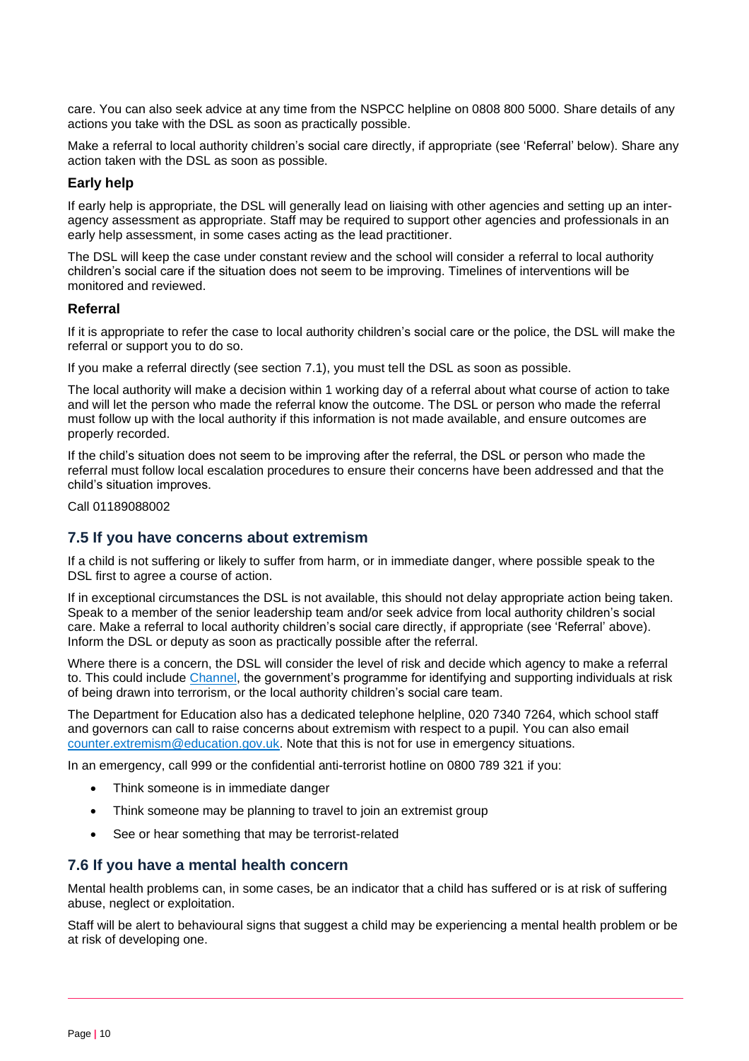care. You can also seek advice at any time from the NSPCC helpline on 0808 800 5000. Share details of any actions you take with the DSL as soon as practically possible.

Make a referral to local authority children's social care directly, if appropriate (see 'Referral' below). Share any action taken with the DSL as soon as possible.

### Early help

If early help is appropriate, the DSL will generally lead on liaising with other agencies and setting up an inter-agency assessment as appropriate. Staff may be required to support other agencies and professionals in an early help assessment, in some cases acting as the lead practitioner.

The DSL will keep the case under constant review and the school will consider a referral to local authority children's social care if the situation does not seem to be improving. Timelines of interventions will be monitored and reviewed.

### Referral

If it is appropriate to refer the case to local authority children's social care or the police, the DSL will make the referral or support you to do so.

If you make a referral directly (see section 7.1), you must tell the DSL as soon as possible.

The local authority will make a decision within 1 working day of a referral about what course of action to take and will let the person who made the referral know the outcome. The DSL or person who made the referral must follow up with the local authority if this information is not made available, and ensure outcomes are properly recorded.

If the child's situation does not seem to be improving after the referral, the DSL or person who made the referral must follow local escalation procedures to ensure their concerns have been addressed and that the child's situation improves.

Call 01189088002

## 7.5 If you have concerns about extremism

If a child is not suffering or likely to suffer from harm, or in immediate danger, where possible speak to the DSL first to agree a course of action.

If in exceptional circumstances the DSL is not available, this should not delay appropriate action being taken. Speak to a member of the senior leadership team and/or seek advice from local authority children's social care. Make a referral to local authority children's social care directly, if appropriate (see 'Referral' above). Inform the DSL or deputy as soon as practically possible after the referral.

Where there is a concern, the DSL will consider the level of risk and decide which agency to make a referral to. This could include Channel, the government's programme for identifying and supporting individuals at risk of being drawn into terrorism, or the local authority children's social care team.

The Department for Education also has a dedicated telephone helpline, 020 7340 7264, which school staff and governors can call to raise concerns about extremism with respect to a pupil. You can also email counter.extremism@education.gov.uk. Note that this is not for use in emergency situations.

In an emergency, call 999 or the confidential anti-terrorist hotline on 0800 789 321 if you:

- Think someone is in immediate danger
- Think someone may be planning to travel to join an extremist group
- See or hear something that may be terrorist-related

## 7.6 If you have a mental health concern

Mental health problems can, in some cases, be an indicator that a child has suffered or is at risk of suffering abuse, neglect or exploitation.

Staff will be alert to behavioural signs that suggest a child may be experiencing a mental health problem or be at risk of developing one.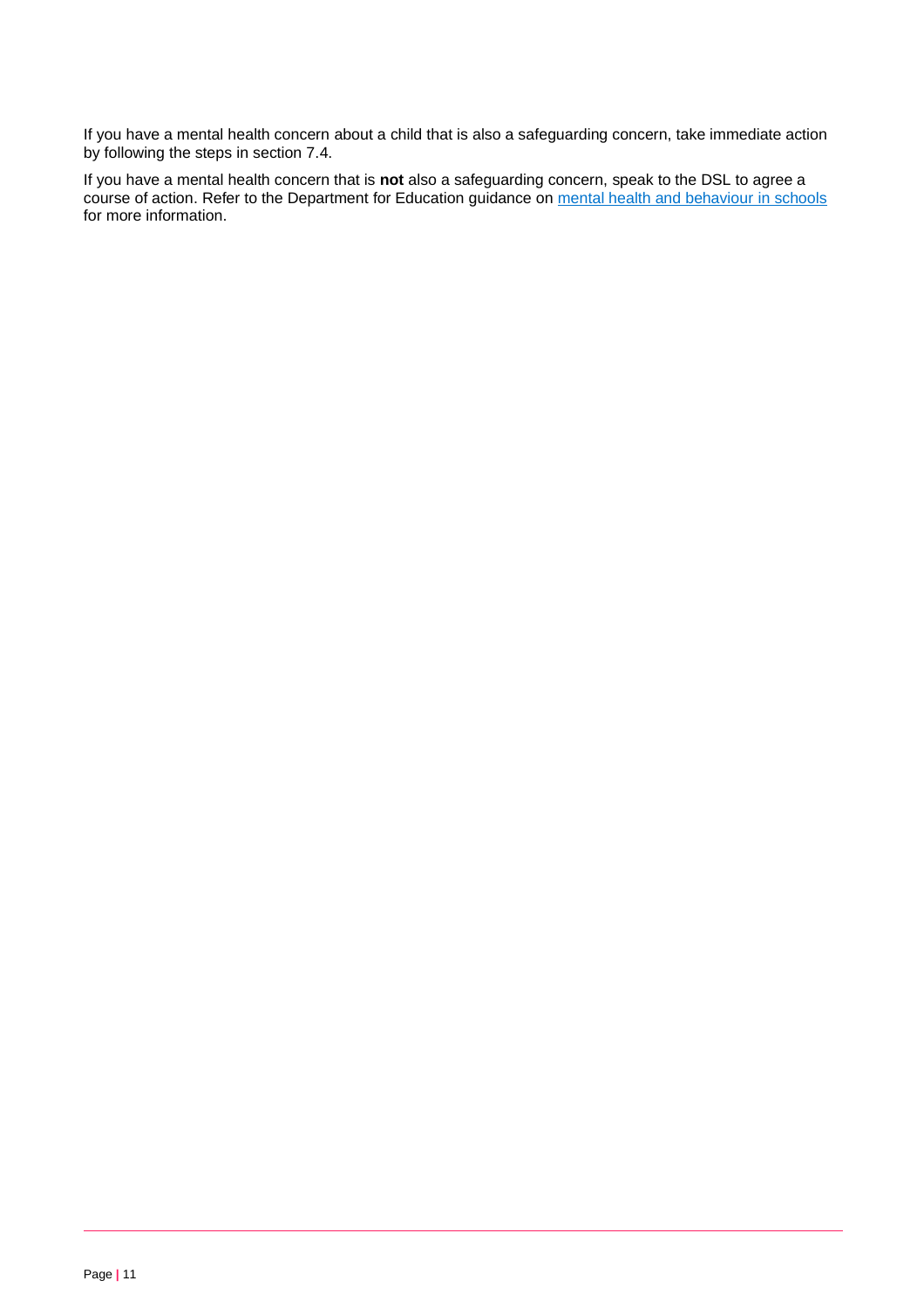If you have a mental health concern about a child that is also a safeguarding concern, take immediate action by following the steps in section 7.4.

If you have a mental health concern that is **not** also a safeguarding concern, speak to the DSL to agree a course of action. Refer to the Department for Education guidance on [mental health and behaviour in schools](https://www.gov.uk/government/publications/mental-health-and-behaviour-in-schools--2) for more information.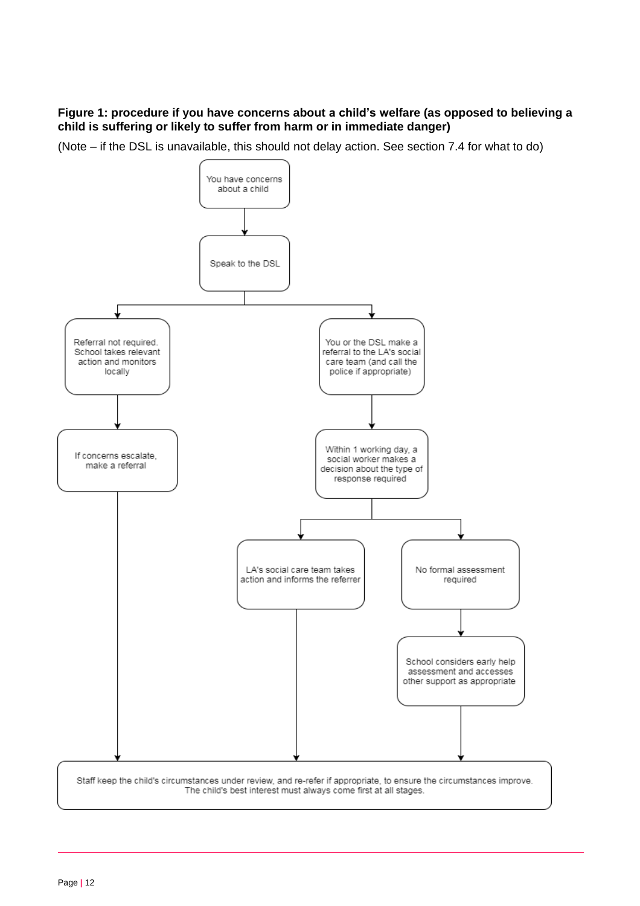**Figure 1: procedure if you have concerns about a child's welfare (as opposed to believing a child is suffering or likely to suffer from harm or in immediate danger)**

(Note – if the DSL is unavailable, this should not delay action. See section 7.4 for what to do)

You have concerns about a child

Speak to the DSL

Referral not required. School takes relevant action and monitors locally

You or the DSL make a referral to the LA's social care team (and call the police if appropriate)

If concerns escalate, make a referral

Within 1 working day, a social worker makes a decision about the type of response required

LA's social care team takes action and informs the referrer

No formal assessment required

School considers early help assessment and accesses other support as appropriate

Staff keep the child's circumstances under review, and re-refer if appropriate, to ensure the circumstances improve. The child's best interest must always come first at all stages.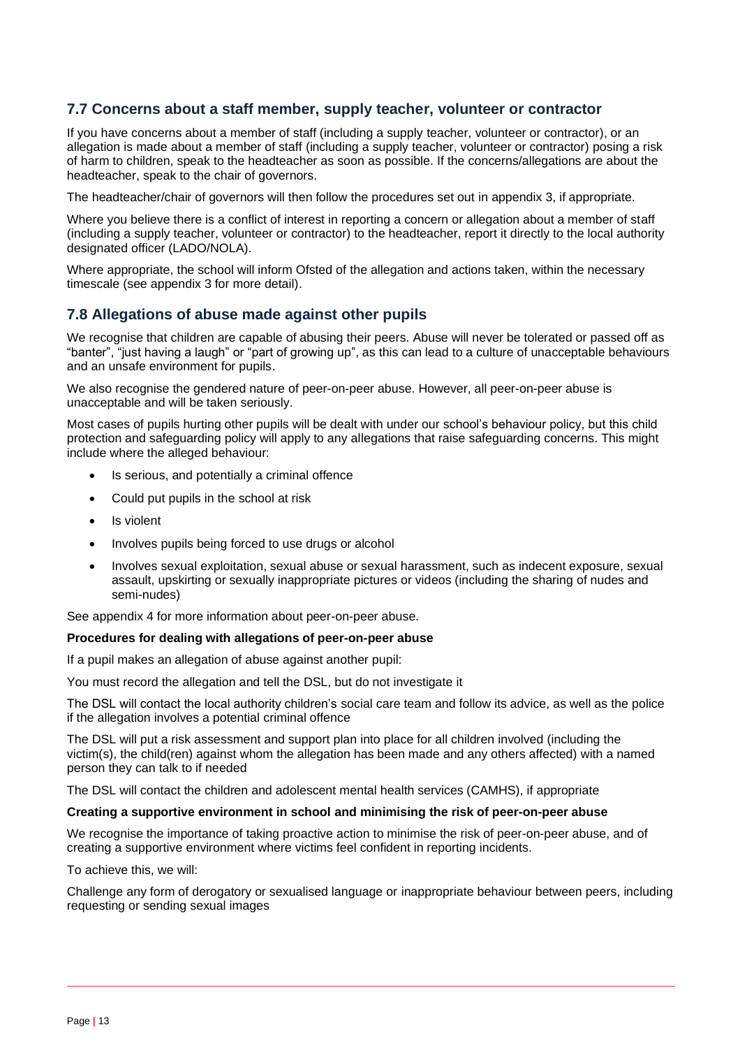## 7.7 Concerns about a staff member, supply teacher, volunteer or contractor

If you have concerns about a member of staff (including a supply teacher, volunteer or contractor), or an allegation is made about a member of staff (including a supply teacher, volunteer or contractor) posing a risk of harm to children, speak to the headteacher as soon as possible. If the concerns/allegations are about the headteacher, speak to the chair of governors.

The headteacher/chair of governors will then follow the procedures set out in appendix 3, if appropriate.

Where you believe there is a conflict of interest in reporting a concern or allegation about a member of staff (including a supply teacher, volunteer or contractor) to the headteacher, report it directly to the local authority designated officer (LADO/NOLA).

Where appropriate, the school will inform Ofsted of the allegation and actions taken, within the necessary timescale (see appendix 3 for more detail).

## 7.8 Allegations of abuse made against other pupils

We recognise that children are capable of abusing their peers. Abuse will never be tolerated or passed off as "banter", "just having a laugh" or "part of growing up", as this can lead to a culture of unacceptable behaviours and an unsafe environment for pupils.

We also recognise the gendered nature of peer-on-peer abuse. However, all peer-on-peer abuse is unacceptable and will be taken seriously.

Most cases of pupils hurting other pupils will be dealt with under our school's behaviour policy, but this child protection and safeguarding policy will apply to any allegations that raise safeguarding concerns. This might include where the alleged behaviour:

- Is serious, and potentially a criminal offence
- Could put pupils in the school at risk
- Is violent
- Involves pupils being forced to use drugs or alcohol
- Involves sexual exploitation, sexual abuse or sexual harassment, such as indecent exposure, sexual assault, upskirting or sexually inappropriate pictures or videos (including the sharing of nudes and semi-nudes)

See appendix 4 for more information about peer-on-peer abuse.

**Procedures for dealing with allegations of peer-on-peer abuse**

If a pupil makes an allegation of abuse against another pupil:

You must record the allegation and tell the DSL, but do not investigate it

The DSL will contact the local authority children's social care team and follow its advice, as well as the police if the allegation involves a potential criminal offence

The DSL will put a risk assessment and support plan into place for all children involved (including the victim(s), the child(ren) against whom the allegation has been made and any others affected) with a named person they can talk to if needed

The DSL will contact the children and adolescent mental health services (CAMHS), if appropriate

**Creating a supportive environment in school and minimising the risk of peer-on-peer abuse**

We recognise the importance of taking proactive action to minimise the risk of peer-on-peer abuse, and of creating a supportive environment where victims feel confident in reporting incidents.

To achieve this, we will:

Challenge any form of derogatory or sexualised language or inappropriate behaviour between peers, including requesting or sending sexual images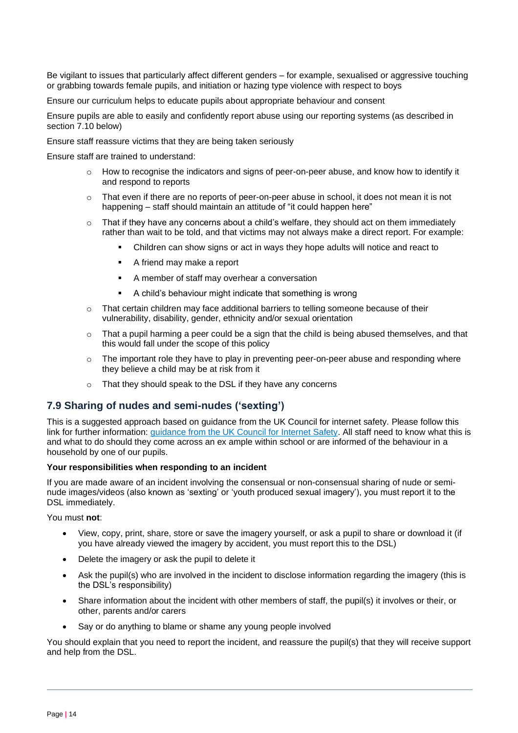Be vigilant to issues that particularly affect different genders – for example, sexualised or aggressive touching or grabbing towards female pupils, and initiation or hazing type violence with respect to boys

Ensure our curriculum helps to educate pupils about appropriate behaviour and consent

Ensure pupils are able to easily and confidently report abuse using our reporting systems (as described in section 7.10 below)

Ensure staff reassure victims that they are being taken seriously

Ensure staff are trained to understand:

- How to recognise the indicators and signs of peer-on-peer abuse, and know how to identify it and respond to reports
- That even if there are no reports of peer-on-peer abuse in school, it does not mean it is not happening – staff should maintain an attitude of "it could happen here"
- That if they have any concerns about a child's welfare, they should act on them immediately rather than wait to be told, and that victims may not always make a direct report. For example:
  - Children can show signs or act in ways they hope adults will notice and react to
  - A friend may make a report
  - A member of staff may overhear a conversation
  - A child's behaviour might indicate that something is wrong
- That certain children may face additional barriers to telling someone because of their vulnerability, disability, gender, ethnicity and/or sexual orientation
- That a pupil harming a peer could be a sign that the child is being abused themselves, and that this would fall under the scope of this policy
- The important role they have to play in preventing peer-on-peer abuse and responding where they believe a child may be at risk from it
- That they should speak to the DSL if they have any concerns

## 7.9 Sharing of nudes and semi-nudes ('sexting')

This is a suggested approach based on guidance from the UK Council for internet safety. Please follow this link for further information: guidance from the UK Council for Internet Safety. All staff need to know what this is and what to do should they come across an ex ample within school or are informed of the behaviour in a household by one of our pupils.

**Your responsibilities when responding to an incident**

If you are made aware of an incident involving the consensual or non-consensual sharing of nude or semi-nude images/videos (also known as 'sexting' or 'youth produced sexual imagery'), you must report it to the DSL immediately.

You must **not**:

- View, copy, print, share, store or save the imagery yourself, or ask a pupil to share or download it (if you have already viewed the imagery by accident, you must report this to the DSL)
- Delete the imagery or ask the pupil to delete it
- Ask the pupil(s) who are involved in the incident to disclose information regarding the imagery (this is the DSL's responsibility)
- Share information about the incident with other members of staff, the pupil(s) it involves or their, or other, parents and/or carers
- Say or do anything to blame or shame any young people involved

You should explain that you need to report the incident, and reassure the pupil(s) that they will receive support and help from the DSL.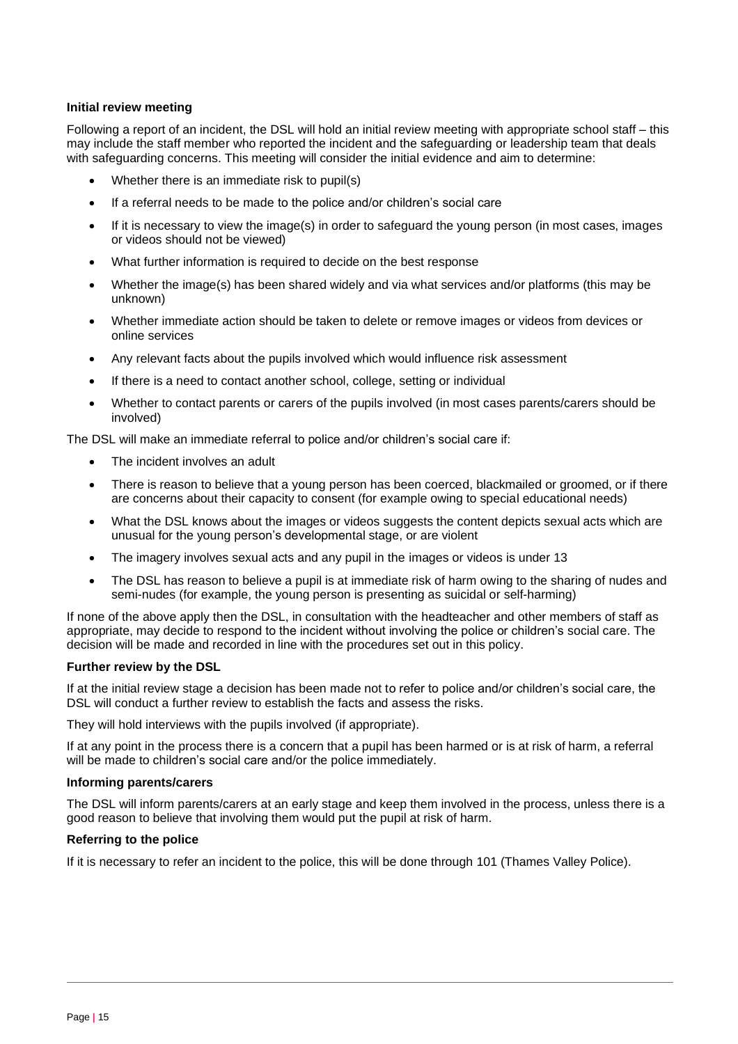**Initial review meeting**

Following a report of an incident, the DSL will hold an initial review meeting with appropriate school staff – this may include the staff member who reported the incident and the safeguarding or leadership team that deals with safeguarding concerns. This meeting will consider the initial evidence and aim to determine:

- Whether there is an immediate risk to pupil(s)
- If a referral needs to be made to the police and/or children's social care
- If it is necessary to view the image(s) in order to safeguard the young person (in most cases, images or videos should not be viewed)
- What further information is required to decide on the best response
- Whether the image(s) has been shared widely and via what services and/or platforms (this may be unknown)
- Whether immediate action should be taken to delete or remove images or videos from devices or online services
- Any relevant facts about the pupils involved which would influence risk assessment
- If there is a need to contact another school, college, setting or individual
- Whether to contact parents or carers of the pupils involved (in most cases parents/carers should be involved)

The DSL will make an immediate referral to police and/or children's social care if:

- The incident involves an adult
- There is reason to believe that a young person has been coerced, blackmailed or groomed, or if there are concerns about their capacity to consent (for example owing to special educational needs)
- What the DSL knows about the images or videos suggests the content depicts sexual acts which are unusual for the young person's developmental stage, or are violent
- The imagery involves sexual acts and any pupil in the images or videos is under 13
- The DSL has reason to believe a pupil is at immediate risk of harm owing to the sharing of nudes and semi-nudes (for example, the young person is presenting as suicidal or self-harming)

If none of the above apply then the DSL, in consultation with the headteacher and other members of staff as appropriate, may decide to respond to the incident without involving the police or children's social care. The decision will be made and recorded in line with the procedures set out in this policy.

**Further review by the DSL**

If at the initial review stage a decision has been made not to refer to police and/or children's social care, the DSL will conduct a further review to establish the facts and assess the risks.

They will hold interviews with the pupils involved (if appropriate).

If at any point in the process there is a concern that a pupil has been harmed or is at risk of harm, a referral will be made to children's social care and/or the police immediately.

**Informing parents/carers**

The DSL will inform parents/carers at an early stage and keep them involved in the process, unless there is a good reason to believe that involving them would put the pupil at risk of harm.

**Referring to the police**

If it is necessary to refer an incident to the police, this will be done through 101 (Thames Valley Police).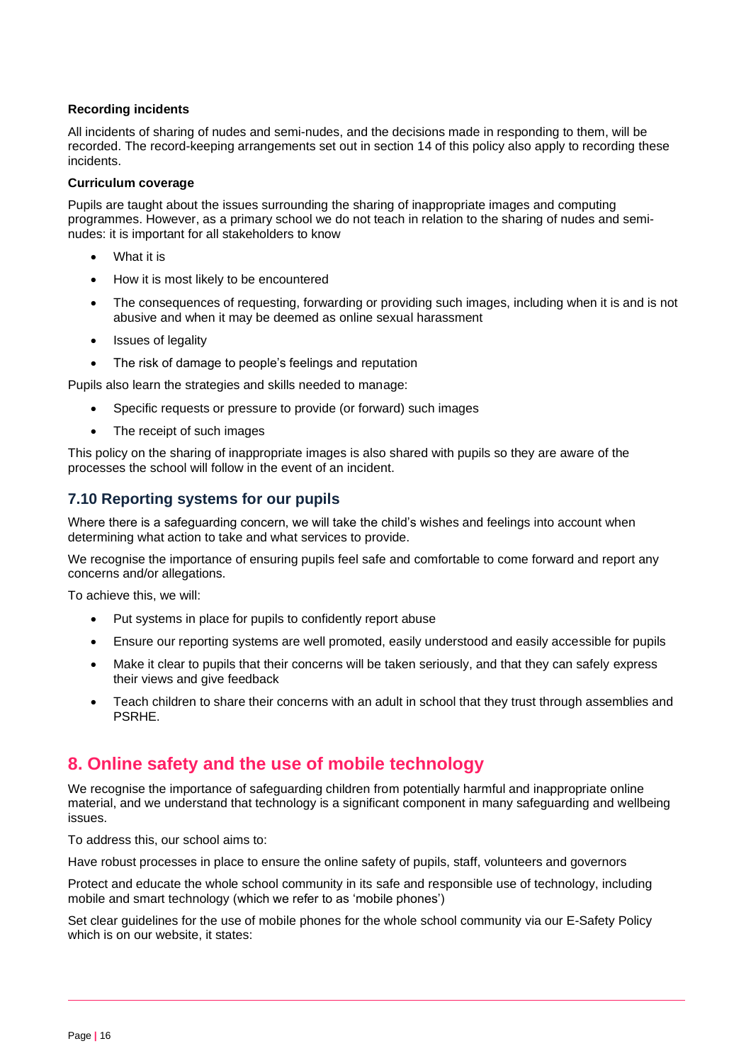**Recording incidents**

All incidents of sharing of nudes and semi-nudes, and the decisions made in responding to them, will be recorded. The record-keeping arrangements set out in section 14 of this policy also apply to recording these incidents.

**Curriculum coverage**

Pupils are taught about the issues surrounding the sharing of inappropriate images and computing programmes. However, as a primary school we do not teach in relation to the sharing of nudes and semi-nudes: it is important for all stakeholders to know

- What it is
- How it is most likely to be encountered
- The consequences of requesting, forwarding or providing such images, including when it is and is not abusive and when it may be deemed as online sexual harassment
- Issues of legality
- The risk of damage to people's feelings and reputation

Pupils also learn the strategies and skills needed to manage:

- Specific requests or pressure to provide (or forward) such images
- The receipt of such images

This policy on the sharing of inappropriate images is also shared with pupils so they are aware of the processes the school will follow in the event of an incident.

### 7.10 Reporting systems for our pupils

Where there is a safeguarding concern, we will take the child's wishes and feelings into account when determining what action to take and what services to provide.

We recognise the importance of ensuring pupils feel safe and comfortable to come forward and report any concerns and/or allegations.

To achieve this, we will:

- Put systems in place for pupils to confidently report abuse
- Ensure our reporting systems are well promoted, easily understood and easily accessible for pupils
- Make it clear to pupils that their concerns will be taken seriously, and that they can safely express their views and give feedback
- Teach children to share their concerns with an adult in school that they trust through assemblies and PSRHE.

## 8. Online safety and the use of mobile technology

We recognise the importance of safeguarding children from potentially harmful and inappropriate online material, and we understand that technology is a significant component in many safeguarding and wellbeing issues.

To address this, our school aims to:

Have robust processes in place to ensure the online safety of pupils, staff, volunteers and governors

Protect and educate the whole school community in its safe and responsible use of technology, including mobile and smart technology (which we refer to as 'mobile phones')

Set clear guidelines for the use of mobile phones for the whole school community via our E-Safety Policy which is on our website, it states: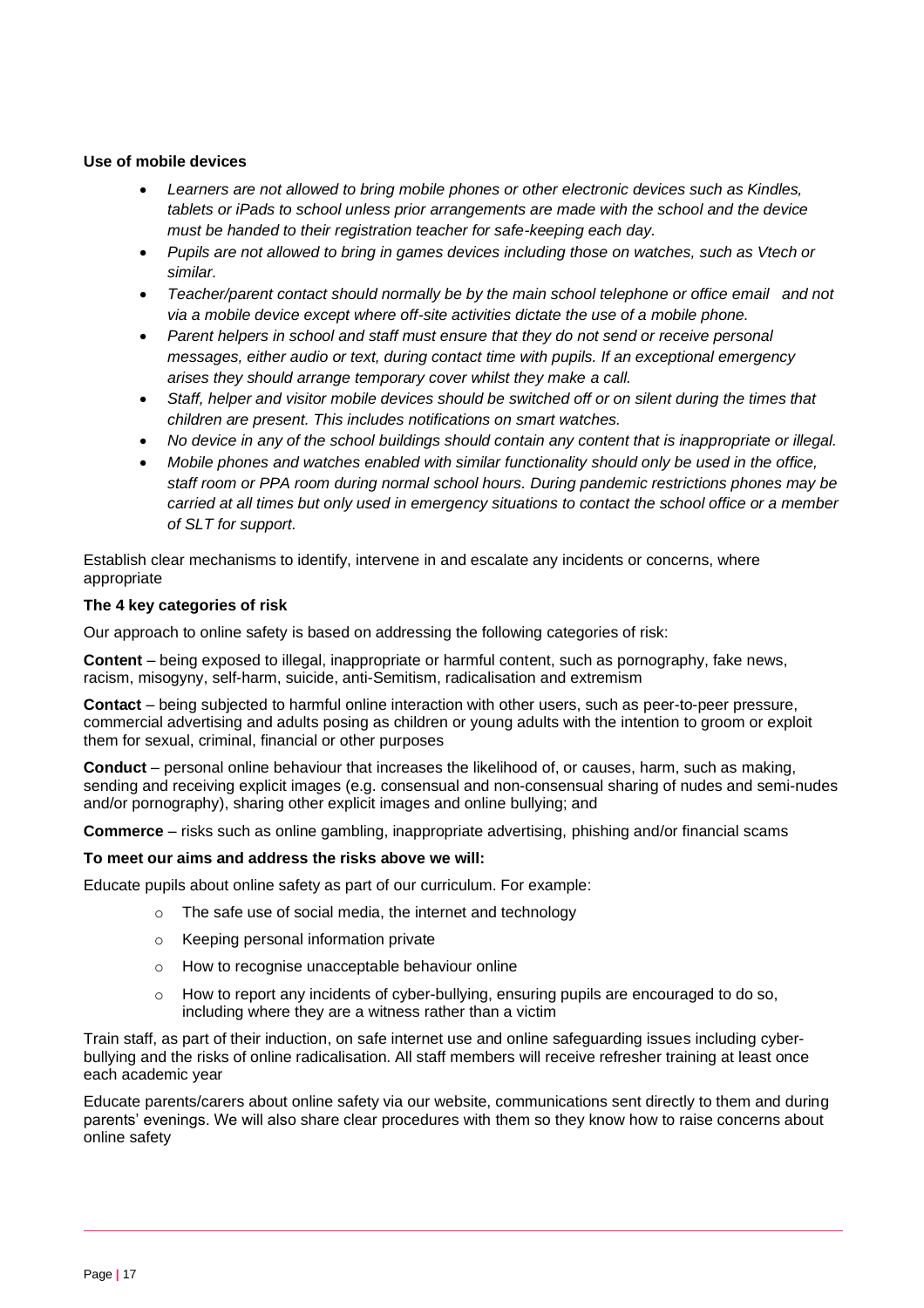**Use of mobile devices**

- *Learners are not allowed to bring mobile phones or other electronic devices such as Kindles, tablets or iPads to school unless prior arrangements are made with the school and the device must be handed to their registration teacher for safe-keeping each day.*
- *Pupils are not allowed to bring in games devices including those on watches, such as Vtech or similar.*
- *Teacher/parent contact should normally be by the main school telephone or office email and not via a mobile device except where off-site activities dictate the use of a mobile phone.*
- *Parent helpers in school and staff must ensure that they do not send or receive personal messages, either audio or text, during contact time with pupils. If an exceptional emergency arises they should arrange temporary cover whilst they make a call.*
- *Staff, helper and visitor mobile devices should be switched off or on silent during the times that children are present. This includes notifications on smart watches.*
- *No device in any of the school buildings should contain any content that is inappropriate or illegal.*
- *Mobile phones and watches enabled with similar functionality should only be used in the office, staff room or PPA room during normal school hours. During pandemic restrictions phones may be carried at all times but only used in emergency situations to contact the school office or a member of SLT for support.*

Establish clear mechanisms to identify, intervene in and escalate any incidents or concerns, where appropriate

**The 4 key categories of risk**

Our approach to online safety is based on addressing the following categories of risk:

**Content** – being exposed to illegal, inappropriate or harmful content, such as pornography, fake news, racism, misogyny, self-harm, suicide, anti-Semitism, radicalisation and extremism

**Contact** – being subjected to harmful online interaction with other users, such as peer-to-peer pressure, commercial advertising and adults posing as children or young adults with the intention to groom or exploit them for sexual, criminal, financial or other purposes

**Conduct** – personal online behaviour that increases the likelihood of, or causes, harm, such as making, sending and receiving explicit images (e.g. consensual and non-consensual sharing of nudes and semi-nudes and/or pornography), sharing other explicit images and online bullying; and

**Commerce** – risks such as online gambling, inappropriate advertising, phishing and/or financial scams

**To meet our aims and address the risks above we will:**

Educate pupils about online safety as part of our curriculum. For example:

- The safe use of social media, the internet and technology
- Keeping personal information private
- How to recognise unacceptable behaviour online
- How to report any incidents of cyber-bullying, ensuring pupils are encouraged to do so, including where they are a witness rather than a victim

Train staff, as part of their induction, on safe internet use and online safeguarding issues including cyber-bullying and the risks of online radicalisation. All staff members will receive refresher training at least once each academic year

Educate parents/carers about online safety via our website, communications sent directly to them and during parents' evenings. We will also share clear procedures with them so they know how to raise concerns about online safety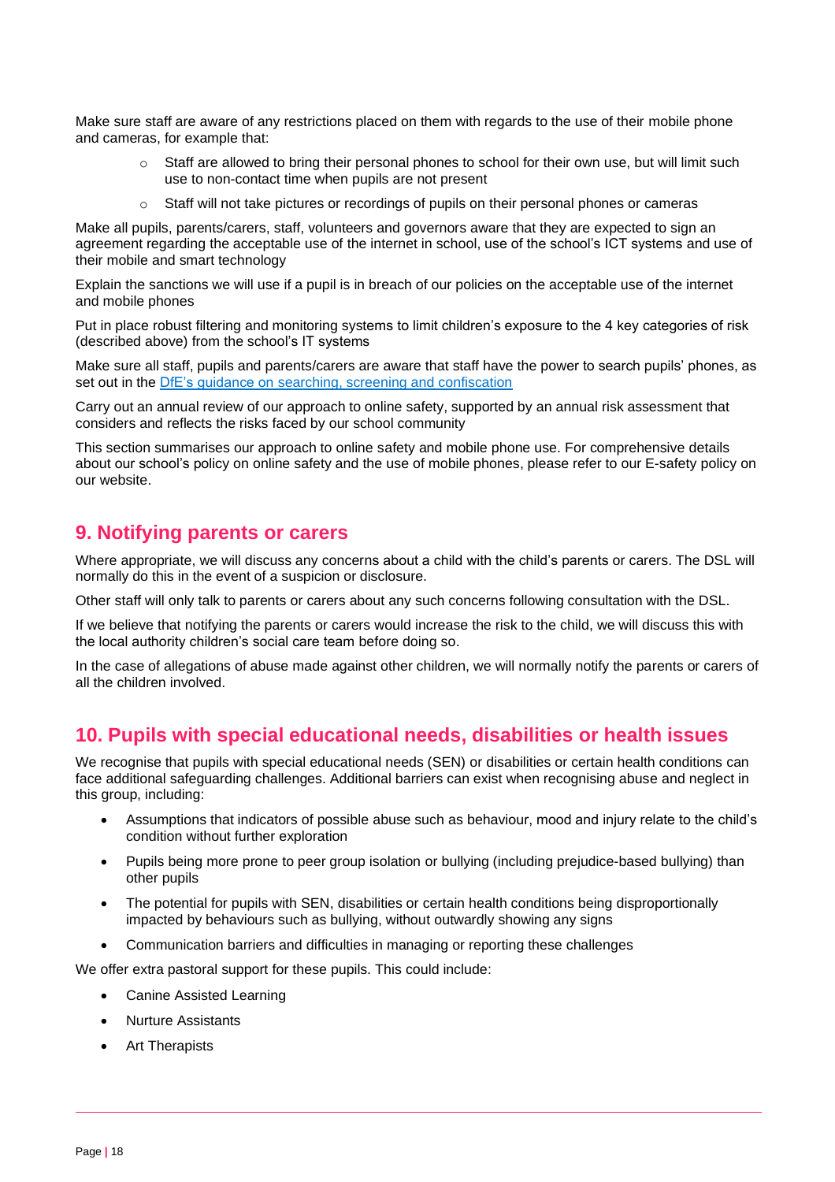Make sure staff are aware of any restrictions placed on them with regards to the use of their mobile phone and cameras, for example that:

- Staff are allowed to bring their personal phones to school for their own use, but will limit such use to non-contact time when pupils are not present
- Staff will not take pictures or recordings of pupils on their personal phones or cameras

Make all pupils, parents/carers, staff, volunteers and governors aware that they are expected to sign an agreement regarding the acceptable use of the internet in school, use of the school's ICT systems and use of their mobile and smart technology

Explain the sanctions we will use if a pupil is in breach of our policies on the acceptable use of the internet and mobile phones

Put in place robust filtering and monitoring systems to limit children's exposure to the 4 key categories of risk (described above) from the school's IT systems

Make sure all staff, pupils and parents/carers are aware that staff have the power to search pupils' phones, as set out in the [DfE's guidance on searching, screening and confiscation](#)

Carry out an annual review of our approach to online safety, supported by an annual risk assessment that considers and reflects the risks faced by our school community

This section summarises our approach to online safety and mobile phone use. For comprehensive details about our school's policy on online safety and the use of mobile phones, please refer to our E-safety policy on our website.

## 9. Notifying parents or carers

Where appropriate, we will discuss any concerns about a child with the child's parents or carers. The DSL will normally do this in the event of a suspicion or disclosure.

Other staff will only talk to parents or carers about any such concerns following consultation with the DSL.

If we believe that notifying the parents or carers would increase the risk to the child, we will discuss this with the local authority children's social care team before doing so.

In the case of allegations of abuse made against other children, we will normally notify the parents or carers of all the children involved.

## 10. Pupils with special educational needs, disabilities or health issues

We recognise that pupils with special educational needs (SEN) or disabilities or certain health conditions can face additional safeguarding challenges. Additional barriers can exist when recognising abuse and neglect in this group, including:

- Assumptions that indicators of possible abuse such as behaviour, mood and injury relate to the child's condition without further exploration
- Pupils being more prone to peer group isolation or bullying (including prejudice-based bullying) than other pupils
- The potential for pupils with SEN, disabilities or certain health conditions being disproportionally impacted by behaviours such as bullying, without outwardly showing any signs
- Communication barriers and difficulties in managing or reporting these challenges

We offer extra pastoral support for these pupils. This could include:

- Canine Assisted Learning
- Nurture Assistants
- Art Therapists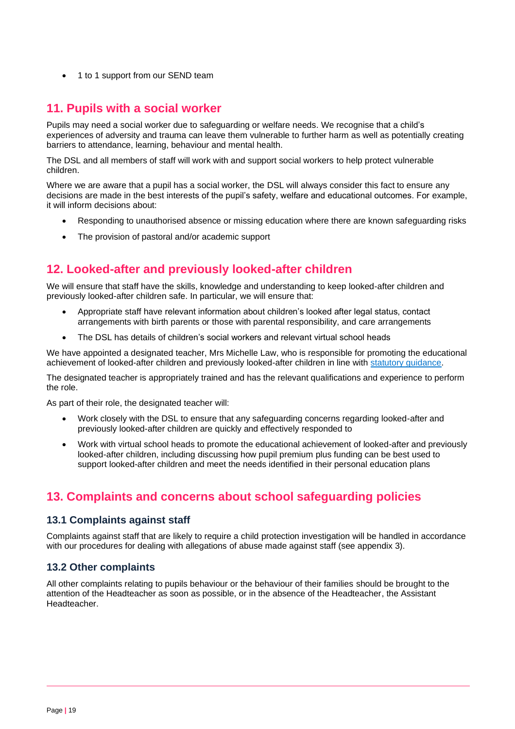- 1 to 1 support from our SEND team

## 11. Pupils with a social worker

Pupils may need a social worker due to safeguarding or welfare needs. We recognise that a child's experiences of adversity and trauma can leave them vulnerable to further harm as well as potentially creating barriers to attendance, learning, behaviour and mental health.

The DSL and all members of staff will work with and support social workers to help protect vulnerable children.

Where we are aware that a pupil has a social worker, the DSL will always consider this fact to ensure any decisions are made in the best interests of the pupil's safety, welfare and educational outcomes. For example, it will inform decisions about:

- Responding to unauthorised absence or missing education where there are known safeguarding risks
- The provision of pastoral and/or academic support

## 12. Looked-after and previously looked-after children

We will ensure that staff have the skills, knowledge and understanding to keep looked-after children and previously looked-after children safe. In particular, we will ensure that:

- Appropriate staff have relevant information about children's looked after legal status, contact arrangements with birth parents or those with parental responsibility, and care arrangements
- The DSL has details of children's social workers and relevant virtual school heads

We have appointed a designated teacher, Mrs Michelle Law, who is responsible for promoting the educational achievement of looked-after children and previously looked-after children in line with statutory guidance.

The designated teacher is appropriately trained and has the relevant qualifications and experience to perform the role.

As part of their role, the designated teacher will:

- Work closely with the DSL to ensure that any safeguarding concerns regarding looked-after and previously looked-after children are quickly and effectively responded to
- Work with virtual school heads to promote the educational achievement of looked-after and previously looked-after children, including discussing how pupil premium plus funding can be best used to support looked-after children and meet the needs identified in their personal education plans

## 13. Complaints and concerns about school safeguarding policies

### 13.1 Complaints against staff

Complaints against staff that are likely to require a child protection investigation will be handled in accordance with our procedures for dealing with allegations of abuse made against staff (see appendix 3).

### 13.2 Other complaints

All other complaints relating to pupils behaviour or the behaviour of their families should be brought to the attention of the Headteacher as soon as possible, or in the absence of the Headteacher, the Assistant Headteacher.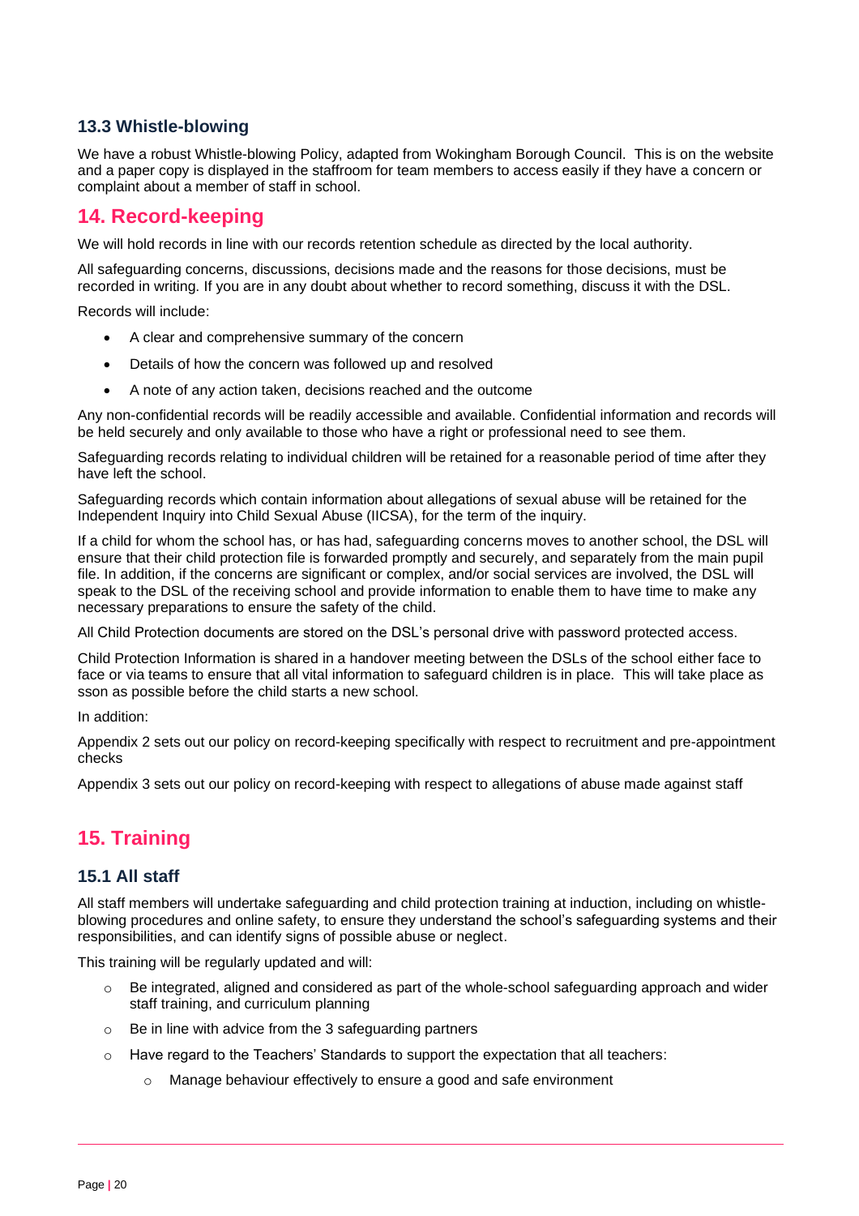### 13.3 Whistle-blowing

We have a robust Whistle-blowing Policy, adapted from Wokingham Borough Council. This is on the website and a paper copy is displayed in the staffroom for team members to access easily if they have a concern or complaint about a member of staff in school.

## 14. Record-keeping

We will hold records in line with our records retention schedule as directed by the local authority.

All safeguarding concerns, discussions, decisions made and the reasons for those decisions, must be recorded in writing. If you are in any doubt about whether to record something, discuss it with the DSL.

Records will include:

- A clear and comprehensive summary of the concern
- Details of how the concern was followed up and resolved
- A note of any action taken, decisions reached and the outcome

Any non-confidential records will be readily accessible and available. Confidential information and records will be held securely and only available to those who have a right or professional need to see them.

Safeguarding records relating to individual children will be retained for a reasonable period of time after they have left the school.

Safeguarding records which contain information about allegations of sexual abuse will be retained for the Independent Inquiry into Child Sexual Abuse (IICSA), for the term of the inquiry.

If a child for whom the school has, or has had, safeguarding concerns moves to another school, the DSL will ensure that their child protection file is forwarded promptly and securely, and separately from the main pupil file. In addition, if the concerns are significant or complex, and/or social services are involved, the DSL will speak to the DSL of the receiving school and provide information to enable them to have time to make any necessary preparations to ensure the safety of the child.

All Child Protection documents are stored on the DSL's personal drive with password protected access.

Child Protection Information is shared in a handover meeting between the DSLs of the school either face to face or via teams to ensure that all vital information to safeguard children is in place. This will take place as sson as possible before the child starts a new school.

In addition:

Appendix 2 sets out our policy on record-keeping specifically with respect to recruitment and pre-appointment checks

Appendix 3 sets out our policy on record-keeping with respect to allegations of abuse made against staff

## 15. Training

### 15.1 All staff

All staff members will undertake safeguarding and child protection training at induction, including on whistle-blowing procedures and online safety, to ensure they understand the school's safeguarding systems and their responsibilities, and can identify signs of possible abuse or neglect.

This training will be regularly updated and will:

- Be integrated, aligned and considered as part of the whole-school safeguarding approach and wider staff training, and curriculum planning
- Be in line with advice from the 3 safeguarding partners
- Have regard to the Teachers' Standards to support the expectation that all teachers:
    - Manage behaviour effectively to ensure a good and safe environment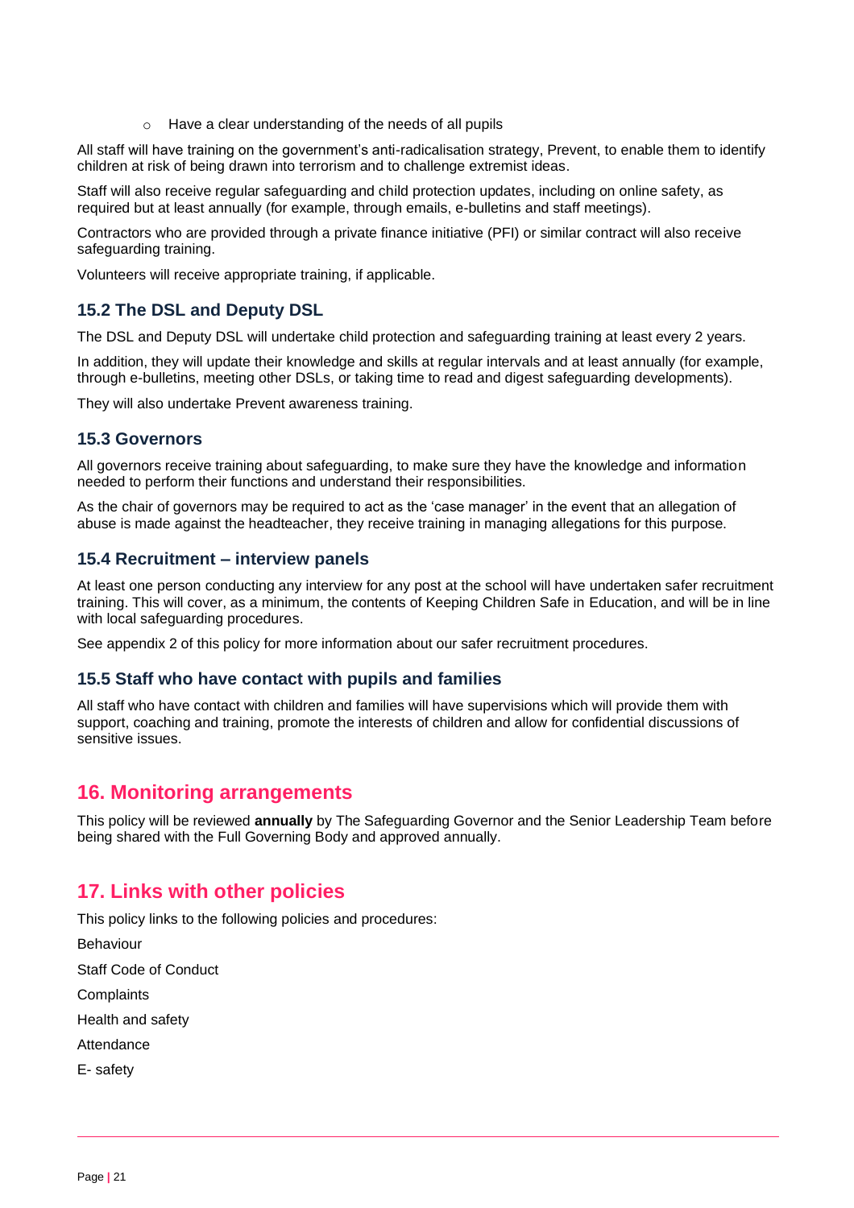- Have a clear understanding of the needs of all pupils

All staff will have training on the government's anti-radicalisation strategy, Prevent, to enable them to identify children at risk of being drawn into terrorism and to challenge extremist ideas.

Staff will also receive regular safeguarding and child protection updates, including on online safety, as required but at least annually (for example, through emails, e-bulletins and staff meetings).

Contractors who are provided through a private finance initiative (PFI) or similar contract will also receive safeguarding training.

Volunteers will receive appropriate training, if applicable.

### 15.2 The DSL and Deputy DSL

The DSL and Deputy DSL will undertake child protection and safeguarding training at least every 2 years.

In addition, they will update their knowledge and skills at regular intervals and at least annually (for example, through e-bulletins, meeting other DSLs, or taking time to read and digest safeguarding developments).

They will also undertake Prevent awareness training.

### 15.3 Governors

All governors receive training about safeguarding, to make sure they have the knowledge and information needed to perform their functions and understand their responsibilities.

As the chair of governors may be required to act as the 'case manager' in the event that an allegation of abuse is made against the headteacher, they receive training in managing allegations for this purpose.

### 15.4 Recruitment – interview panels

At least one person conducting any interview for any post at the school will have undertaken safer recruitment training. This will cover, as a minimum, the contents of Keeping Children Safe in Education, and will be in line with local safeguarding procedures.

See appendix 2 of this policy for more information about our safer recruitment procedures.

### 15.5 Staff who have contact with pupils and families

All staff who have contact with children and families will have supervisions which will provide them with support, coaching and training, promote the interests of children and allow for confidential discussions of sensitive issues.

## 16. Monitoring arrangements

This policy will be reviewed **annually** by The Safeguarding Governor and the Senior Leadership Team before being shared with the Full Governing Body and approved annually.

## 17. Links with other policies

This policy links to the following policies and procedures:

Behaviour

Staff Code of Conduct

Complaints

Health and safety

Attendance

E- safety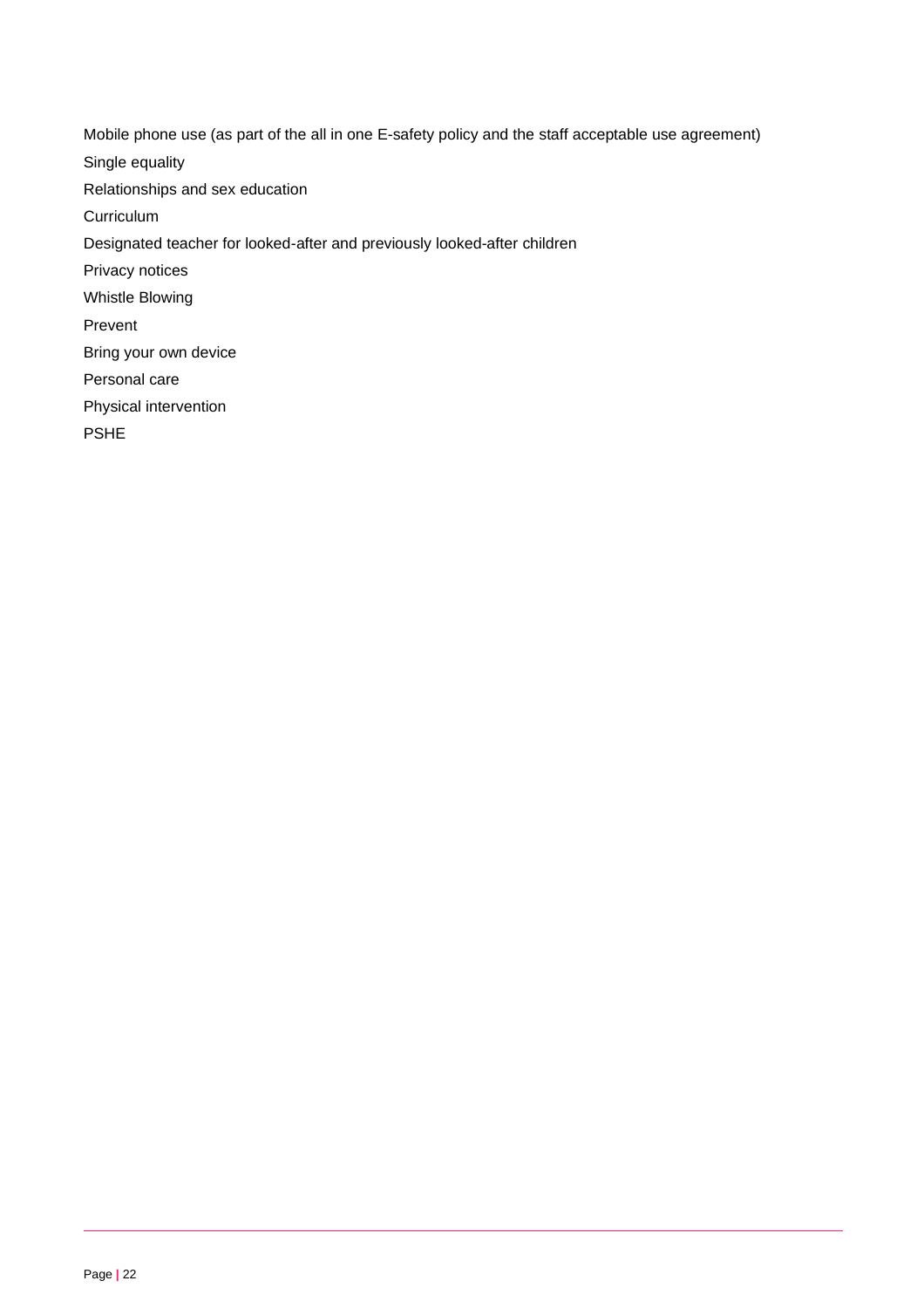Mobile phone use (as part of the all in one E-safety policy and the staff acceptable use agreement)

Single equality

Relationships and sex education

Curriculum

Designated teacher for looked-after and previously looked-after children

Privacy notices

Whistle Blowing

Prevent

Bring your own device

Personal care

Physical intervention

PSHE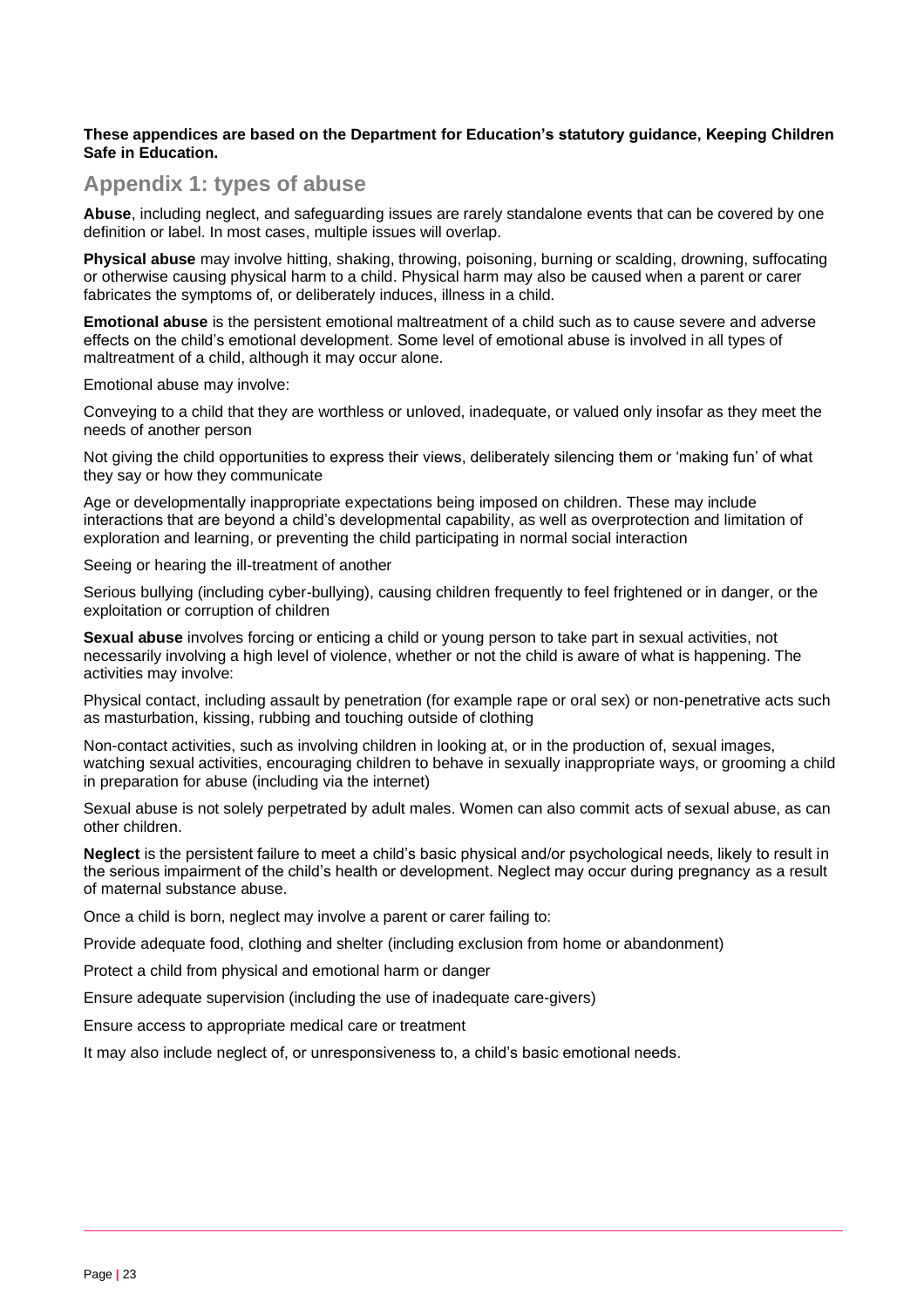**These appendices are based on the Department for Education's statutory guidance, Keeping Children Safe in Education.**

## Appendix 1: types of abuse

**Abuse**, including neglect, and safeguarding issues are rarely standalone events that can be covered by one definition or label. In most cases, multiple issues will overlap.

**Physical abuse** may involve hitting, shaking, throwing, poisoning, burning or scalding, drowning, suffocating or otherwise causing physical harm to a child. Physical harm may also be caused when a parent or carer fabricates the symptoms of, or deliberately induces, illness in a child.

**Emotional abuse** is the persistent emotional maltreatment of a child such as to cause severe and adverse effects on the child's emotional development. Some level of emotional abuse is involved in all types of maltreatment of a child, although it may occur alone.

Emotional abuse may involve:

Conveying to a child that they are worthless or unloved, inadequate, or valued only insofar as they meet the needs of another person

Not giving the child opportunities to express their views, deliberately silencing them or 'making fun' of what they say or how they communicate

Age or developmentally inappropriate expectations being imposed on children. These may include interactions that are beyond a child's developmental capability, as well as overprotection and limitation of exploration and learning, or preventing the child participating in normal social interaction

Seeing or hearing the ill-treatment of another

Serious bullying (including cyber-bullying), causing children frequently to feel frightened or in danger, or the exploitation or corruption of children

**Sexual abuse** involves forcing or enticing a child or young person to take part in sexual activities, not necessarily involving a high level of violence, whether or not the child is aware of what is happening. The activities may involve:

Physical contact, including assault by penetration (for example rape or oral sex) or non-penetrative acts such as masturbation, kissing, rubbing and touching outside of clothing

Non-contact activities, such as involving children in looking at, or in the production of, sexual images, watching sexual activities, encouraging children to behave in sexually inappropriate ways, or grooming a child in preparation for abuse (including via the internet)

Sexual abuse is not solely perpetrated by adult males. Women can also commit acts of sexual abuse, as can other children.

**Neglect** is the persistent failure to meet a child's basic physical and/or psychological needs, likely to result in the serious impairment of the child's health or development. Neglect may occur during pregnancy as a result of maternal substance abuse.

Once a child is born, neglect may involve a parent or carer failing to:

Provide adequate food, clothing and shelter (including exclusion from home or abandonment)

Protect a child from physical and emotional harm or danger

Ensure adequate supervision (including the use of inadequate care-givers)

Ensure access to appropriate medical care or treatment

It may also include neglect of, or unresponsiveness to, a child's basic emotional needs.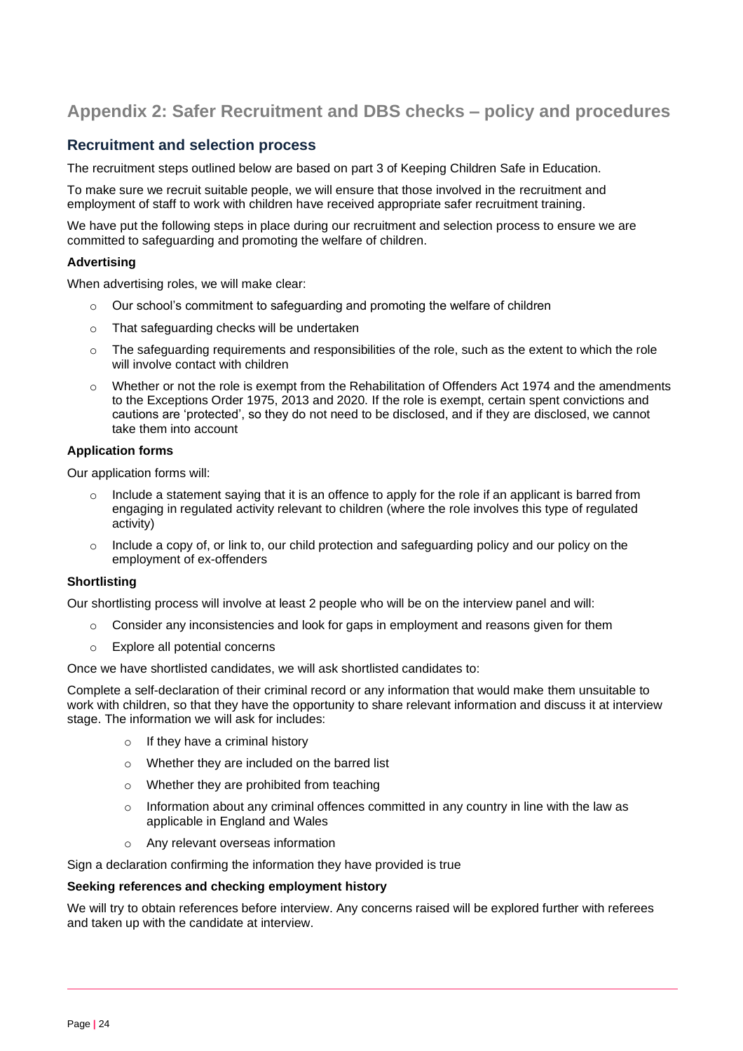# Appendix 2: Safer Recruitment and DBS checks – policy and procedures

## Recruitment and selection process

The recruitment steps outlined below are based on part 3 of Keeping Children Safe in Education.

To make sure we recruit suitable people, we will ensure that those involved in the recruitment and employment of staff to work with children have received appropriate safer recruitment training.

We have put the following steps in place during our recruitment and selection process to ensure we are committed to safeguarding and promoting the welfare of children.

### Advertising

When advertising roles, we will make clear:

- Our school's commitment to safeguarding and promoting the welfare of children
- That safeguarding checks will be undertaken
- The safeguarding requirements and responsibilities of the role, such as the extent to which the role will involve contact with children
- Whether or not the role is exempt from the Rehabilitation of Offenders Act 1974 and the amendments to the Exceptions Order 1975, 2013 and 2020. If the role is exempt, certain spent convictions and cautions are 'protected', so they do not need to be disclosed, and if they are disclosed, we cannot take them into account

### Application forms

Our application forms will:

- Include a statement saying that it is an offence to apply for the role if an applicant is barred from engaging in regulated activity relevant to children (where the role involves this type of regulated activity)
- Include a copy of, or link to, our child protection and safeguarding policy and our policy on the employment of ex-offenders

### Shortlisting

Our shortlisting process will involve at least 2 people who will be on the interview panel and will:

- Consider any inconsistencies and look for gaps in employment and reasons given for them
- Explore all potential concerns

Once we have shortlisted candidates, we will ask shortlisted candidates to:

Complete a self-declaration of their criminal record or any information that would make them unsuitable to work with children, so that they have the opportunity to share relevant information and discuss it at interview stage. The information we will ask for includes:

- If they have a criminal history
- Whether they are included on the barred list
- Whether they are prohibited from teaching
- Information about any criminal offences committed in any country in line with the law as applicable in England and Wales
- Any relevant overseas information

Sign a declaration confirming the information they have provided is true

### Seeking references and checking employment history

We will try to obtain references before interview. Any concerns raised will be explored further with referees and taken up with the candidate at interview.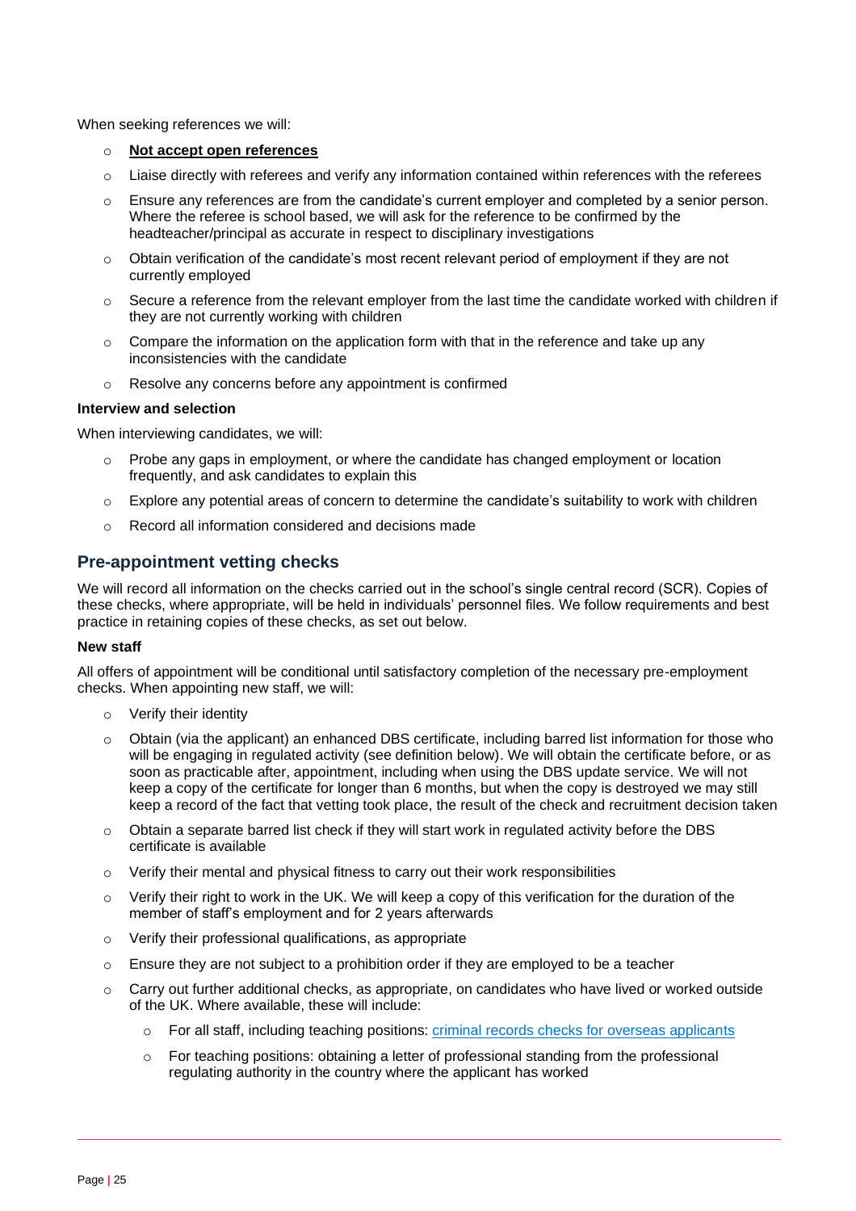When seeking references we will:

- **Not accept open references**
- Liaise directly with referees and verify any information contained within references with the referees
- Ensure any references are from the candidate's current employer and completed by a senior person. Where the referee is school based, we will ask for the reference to be confirmed by the headteacher/principal as accurate in respect to disciplinary investigations
- Obtain verification of the candidate's most recent relevant period of employment if they are not currently employed
- Secure a reference from the relevant employer from the last time the candidate worked with children if they are not currently working with children
- Compare the information on the application form with that in the reference and take up any inconsistencies with the candidate
- Resolve any concerns before any appointment is confirmed

**Interview and selection**

When interviewing candidates, we will:

- Probe any gaps in employment, or where the candidate has changed employment or location frequently, and ask candidates to explain this
- Explore any potential areas of concern to determine the candidate's suitability to work with children
- Record all information considered and decisions made

## Pre-appointment vetting checks

We will record all information on the checks carried out in the school's single central record (SCR). Copies of these checks, where appropriate, will be held in individuals' personnel files. We follow requirements and best practice in retaining copies of these checks, as set out below.

**New staff**

All offers of appointment will be conditional until satisfactory completion of the necessary pre-employment checks. When appointing new staff, we will:

- Verify their identity
- Obtain (via the applicant) an enhanced DBS certificate, including barred list information for those who will be engaging in regulated activity (see definition below). We will obtain the certificate before, or as soon as practicable after, appointment, including when using the DBS update service. We will not keep a copy of the certificate for longer than 6 months, but when the copy is destroyed we may still keep a record of the fact that vetting took place, the result of the check and recruitment decision taken
- Obtain a separate barred list check if they will start work in regulated activity before the DBS certificate is available
- Verify their mental and physical fitness to carry out their work responsibilities
- Verify their right to work in the UK. We will keep a copy of this verification for the duration of the member of staff's employment and for 2 years afterwards
- Verify their professional qualifications, as appropriate
- Ensure they are not subject to a prohibition order if they are employed to be a teacher
- Carry out further additional checks, as appropriate, on candidates who have lived or worked outside of the UK. Where available, these will include:
    - For all staff, including teaching positions: [criminal records checks for overseas applicants]
    - For teaching positions: obtaining a letter of professional standing from the professional regulating authority in the country where the applicant has worked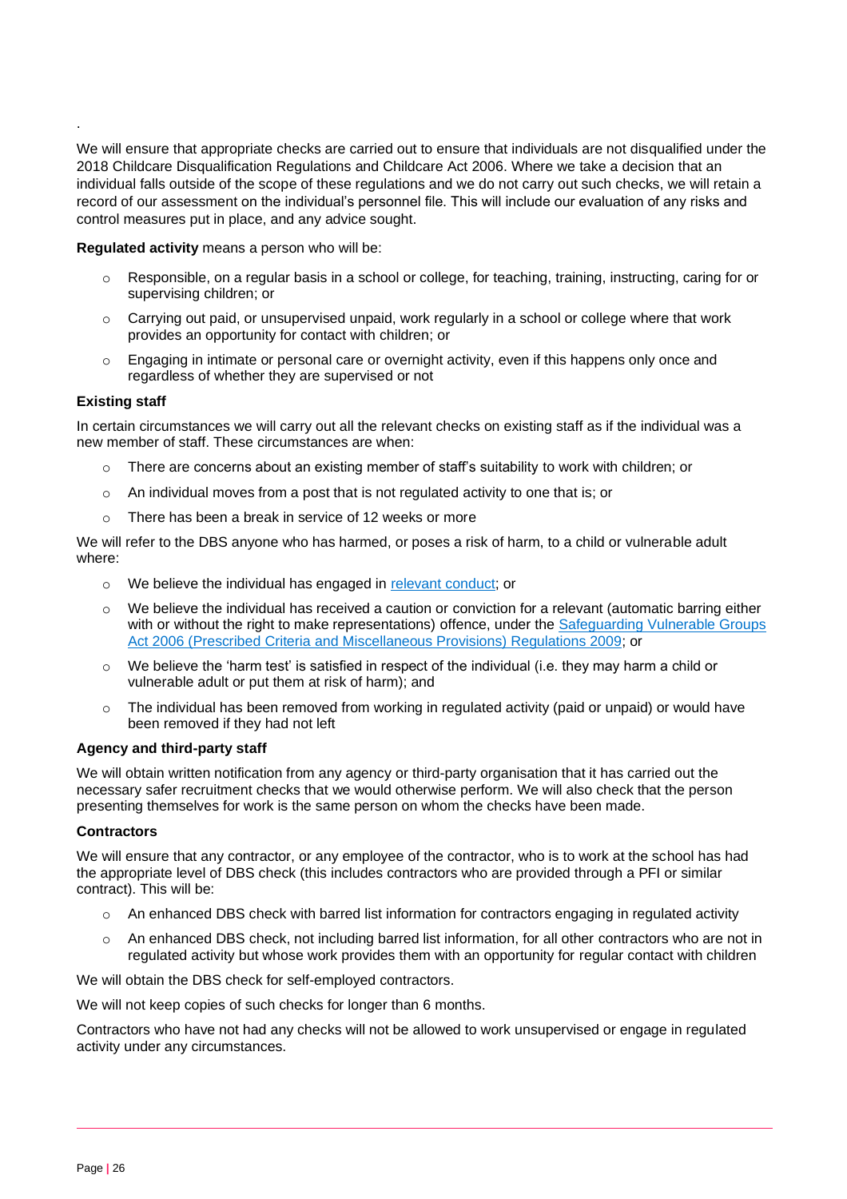.

We will ensure that appropriate checks are carried out to ensure that individuals are not disqualified under the 2018 Childcare Disqualification Regulations and Childcare Act 2006. Where we take a decision that an individual falls outside of the scope of these regulations and we do not carry out such checks, we will retain a record of our assessment on the individual's personnel file. This will include our evaluation of any risks and control measures put in place, and any advice sought.

**Regulated activity** means a person who will be:

- Responsible, on a regular basis in a school or college, for teaching, training, instructing, caring for or supervising children; or
- Carrying out paid, or unsupervised unpaid, work regularly in a school or college where that work provides an opportunity for contact with children; or
- Engaging in intimate or personal care or overnight activity, even if this happens only once and regardless of whether they are supervised or not

**Existing staff**

In certain circumstances we will carry out all the relevant checks on existing staff as if the individual was a new member of staff. These circumstances are when:

- There are concerns about an existing member of staff's suitability to work with children; or
- An individual moves from a post that is not regulated activity to one that is; or
- There has been a break in service of 12 weeks or more

We will refer to the DBS anyone who has harmed, or poses a risk of harm, to a child or vulnerable adult where:

- We believe the individual has engaged in relevant conduct; or
- We believe the individual has received a caution or conviction for a relevant (automatic barring either with or without the right to make representations) offence, under the Safeguarding Vulnerable Groups Act 2006 (Prescribed Criteria and Miscellaneous Provisions) Regulations 2009; or
- We believe the 'harm test' is satisfied in respect of the individual (i.e. they may harm a child or vulnerable adult or put them at risk of harm); and
- The individual has been removed from working in regulated activity (paid or unpaid) or would have been removed if they had not left

**Agency and third-party staff**

We will obtain written notification from any agency or third-party organisation that it has carried out the necessary safer recruitment checks that we would otherwise perform. We will also check that the person presenting themselves for work is the same person on whom the checks have been made.

**Contractors**

We will ensure that any contractor, or any employee of the contractor, who is to work at the school has had the appropriate level of DBS check (this includes contractors who are provided through a PFI or similar contract). This will be:

- An enhanced DBS check with barred list information for contractors engaging in regulated activity
- An enhanced DBS check, not including barred list information, for all other contractors who are not in regulated activity but whose work provides them with an opportunity for regular contact with children

We will obtain the DBS check for self-employed contractors.

We will not keep copies of such checks for longer than 6 months.

Contractors who have not had any checks will not be allowed to work unsupervised or engage in regulated activity under any circumstances.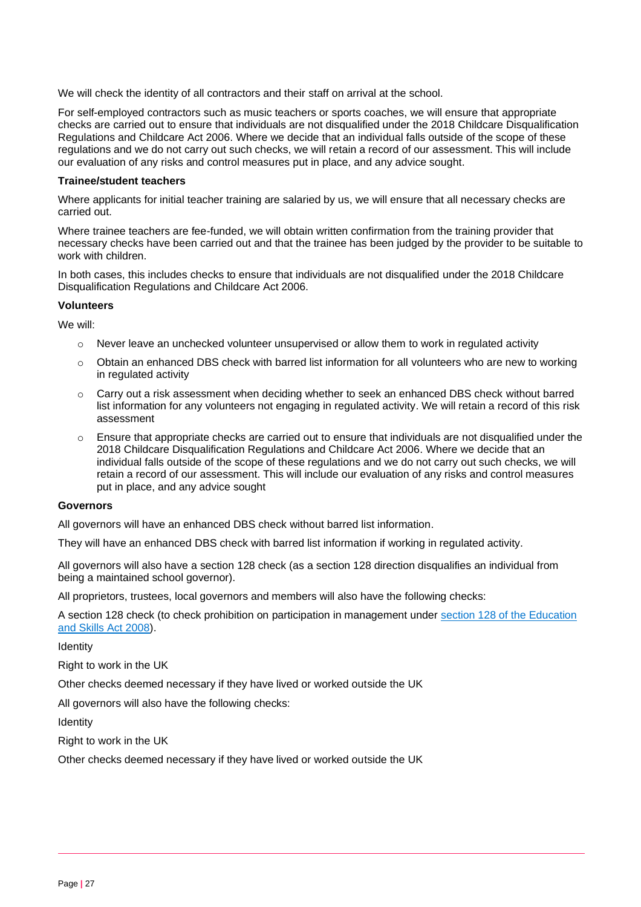We will check the identity of all contractors and their staff on arrival at the school.

For self-employed contractors such as music teachers or sports coaches, we will ensure that appropriate checks are carried out to ensure that individuals are not disqualified under the 2018 Childcare Disqualification Regulations and Childcare Act 2006. Where we decide that an individual falls outside of the scope of these regulations and we do not carry out such checks, we will retain a record of our assessment. This will include our evaluation of any risks and control measures put in place, and any advice sought.

**Trainee/student teachers**

Where applicants for initial teacher training are salaried by us, we will ensure that all necessary checks are carried out.

Where trainee teachers are fee-funded, we will obtain written confirmation from the training provider that necessary checks have been carried out and that the trainee has been judged by the provider to be suitable to work with children.

In both cases, this includes checks to ensure that individuals are not disqualified under the 2018 Childcare Disqualification Regulations and Childcare Act 2006.

**Volunteers**

We will:

- Never leave an unchecked volunteer unsupervised or allow them to work in regulated activity
- Obtain an enhanced DBS check with barred list information for all volunteers who are new to working in regulated activity
- Carry out a risk assessment when deciding whether to seek an enhanced DBS check without barred list information for any volunteers not engaging in regulated activity. We will retain a record of this risk assessment
- Ensure that appropriate checks are carried out to ensure that individuals are not disqualified under the 2018 Childcare Disqualification Regulations and Childcare Act 2006. Where we decide that an individual falls outside of the scope of these regulations and we do not carry out such checks, we will retain a record of our assessment. This will include our evaluation of any risks and control measures put in place, and any advice sought

**Governors**

All governors will have an enhanced DBS check without barred list information.

They will have an enhanced DBS check with barred list information if working in regulated activity.

All governors will also have a section 128 check (as a section 128 direction disqualifies an individual from being a maintained school governor).

All proprietors, trustees, local governors and members will also have the following checks:

A section 128 check (to check prohibition on participation in management under [section 128 of the Education and Skills Act 2008](#)).

Identity

Right to work in the UK

Other checks deemed necessary if they have lived or worked outside the UK

All governors will also have the following checks:

Identity

Right to work in the UK

Other checks deemed necessary if they have lived or worked outside the UK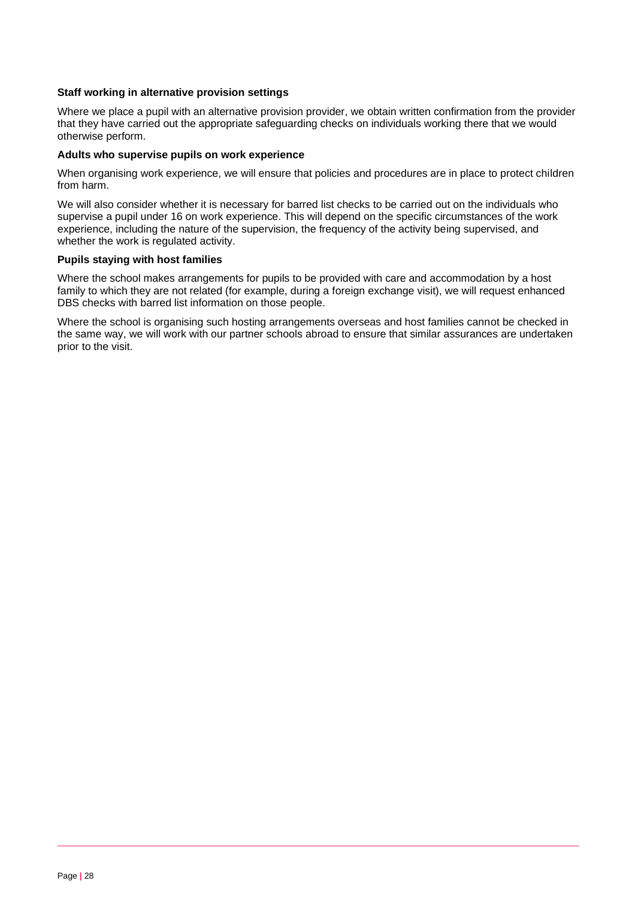**Staff working in alternative provision settings**

Where we place a pupil with an alternative provision provider, we obtain written confirmation from the provider that they have carried out the appropriate safeguarding checks on individuals working there that we would otherwise perform.

**Adults who supervise pupils on work experience**

When organising work experience, we will ensure that policies and procedures are in place to protect children from harm.

We will also consider whether it is necessary for barred list checks to be carried out on the individuals who supervise a pupil under 16 on work experience. This will depend on the specific circumstances of the work experience, including the nature of the supervision, the frequency of the activity being supervised, and whether the work is regulated activity.

**Pupils staying with host families**

Where the school makes arrangements for pupils to be provided with care and accommodation by a host family to which they are not related (for example, during a foreign exchange visit), we will request enhanced DBS checks with barred list information on those people.

Where the school is organising such hosting arrangements overseas and host families cannot be checked in the same way, we will work with our partner schools abroad to ensure that similar assurances are undertaken prior to the visit.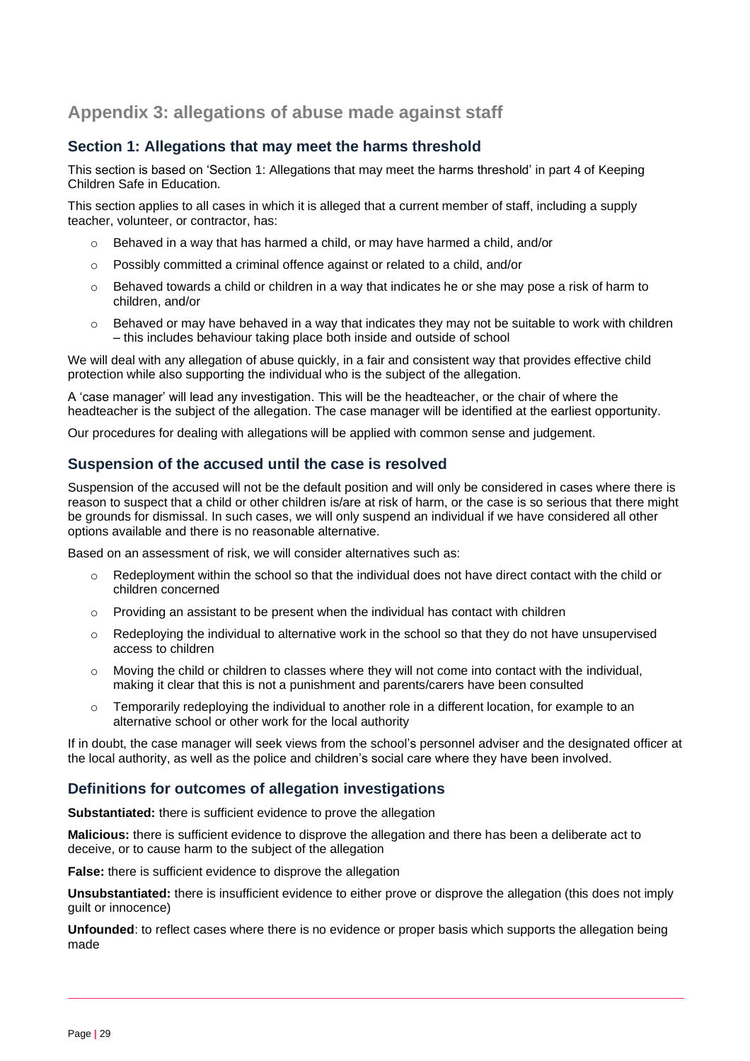# Appendix 3: allegations of abuse made against staff

## Section 1: Allegations that may meet the harms threshold

This section is based on 'Section 1: Allegations that may meet the harms threshold' in part 4 of Keeping Children Safe in Education.

This section applies to all cases in which it is alleged that a current member of staff, including a supply teacher, volunteer, or contractor, has:

- Behaved in a way that has harmed a child, or may have harmed a child, and/or
- Possibly committed a criminal offence against or related to a child, and/or
- Behaved towards a child or children in a way that indicates he or she may pose a risk of harm to children, and/or
- Behaved or may have behaved in a way that indicates they may not be suitable to work with children – this includes behaviour taking place both inside and outside of school

We will deal with any allegation of abuse quickly, in a fair and consistent way that provides effective child protection while also supporting the individual who is the subject of the allegation.

A 'case manager' will lead any investigation. This will be the headteacher, or the chair of where the headteacher is the subject of the allegation. The case manager will be identified at the earliest opportunity.

Our procedures for dealing with allegations will be applied with common sense and judgement.

## Suspension of the accused until the case is resolved

Suspension of the accused will not be the default position and will only be considered in cases where there is reason to suspect that a child or other children is/are at risk of harm, or the case is so serious that there might be grounds for dismissal. In such cases, we will only suspend an individual if we have considered all other options available and there is no reasonable alternative.

Based on an assessment of risk, we will consider alternatives such as:

- Redeployment within the school so that the individual does not have direct contact with the child or children concerned
- Providing an assistant to be present when the individual has contact with children
- Redeploying the individual to alternative work in the school so that they do not have unsupervised access to children
- Moving the child or children to classes where they will not come into contact with the individual, making it clear that this is not a punishment and parents/carers have been consulted
- Temporarily redeploying the individual to another role in a different location, for example to an alternative school or other work for the local authority

If in doubt, the case manager will seek views from the school's personnel adviser and the designated officer at the local authority, as well as the police and children's social care where they have been involved.

## Definitions for outcomes of allegation investigations

**Substantiated:** there is sufficient evidence to prove the allegation

**Malicious:** there is sufficient evidence to disprove the allegation and there has been a deliberate act to deceive, or to cause harm to the subject of the allegation

**False:** there is sufficient evidence to disprove the allegation

**Unsubstantiated:** there is insufficient evidence to either prove or disprove the allegation (this does not imply guilt or innocence)

**Unfounded**: to reflect cases where there is no evidence or proper basis which supports the allegation being made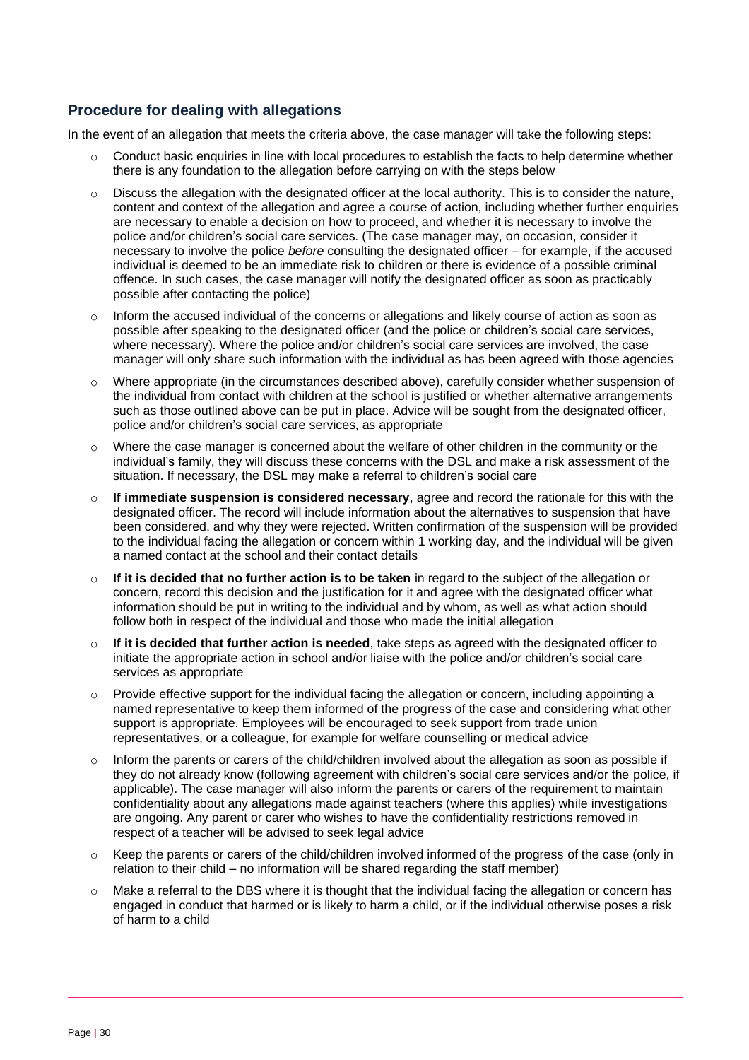## Procedure for dealing with allegations

In the event of an allegation that meets the criteria above, the case manager will take the following steps:

- Conduct basic enquiries in line with local procedures to establish the facts to help determine whether there is any foundation to the allegation before carrying on with the steps below
- Discuss the allegation with the designated officer at the local authority. This is to consider the nature, content and context of the allegation and agree a course of action, including whether further enquiries are necessary to enable a decision on how to proceed, and whether it is necessary to involve the police and/or children's social care services. (The case manager may, on occasion, consider it necessary to involve the police *before* consulting the designated officer – for example, if the accused individual is deemed to be an immediate risk to children or there is evidence of a possible criminal offence. In such cases, the case manager will notify the designated officer as soon as practicably possible after contacting the police)
- Inform the accused individual of the concerns or allegations and likely course of action as soon as possible after speaking to the designated officer (and the police or children's social care services, where necessary). Where the police and/or children's social care services are involved, the case manager will only share such information with the individual as has been agreed with those agencies
- Where appropriate (in the circumstances described above), carefully consider whether suspension of the individual from contact with children at the school is justified or whether alternative arrangements such as those outlined above can be put in place. Advice will be sought from the designated officer, police and/or children's social care services, as appropriate
- Where the case manager is concerned about the welfare of other children in the community or the individual's family, they will discuss these concerns with the DSL and make a risk assessment of the situation. If necessary, the DSL may make a referral to children's social care
- **If immediate suspension is considered necessary**, agree and record the rationale for this with the designated officer. The record will include information about the alternatives to suspension that have been considered, and why they were rejected. Written confirmation of the suspension will be provided to the individual facing the allegation or concern within 1 working day, and the individual will be given a named contact at the school and their contact details
- **If it is decided that no further action is to be taken** in regard to the subject of the allegation or concern, record this decision and the justification for it and agree with the designated officer what information should be put in writing to the individual and by whom, as well as what action should follow both in respect of the individual and those who made the initial allegation
- **If it is decided that further action is needed**, take steps as agreed with the designated officer to initiate the appropriate action in school and/or liaise with the police and/or children's social care services as appropriate
- Provide effective support for the individual facing the allegation or concern, including appointing a named representative to keep them informed of the progress of the case and considering what other support is appropriate. Employees will be encouraged to seek support from trade union representatives, or a colleague, for example for welfare counselling or medical advice
- Inform the parents or carers of the child/children involved about the allegation as soon as possible if they do not already know (following agreement with children's social care services and/or the police, if applicable). The case manager will also inform the parents or carers of the requirement to maintain confidentiality about any allegations made against teachers (where this applies) while investigations are ongoing. Any parent or carer who wishes to have the confidentiality restrictions removed in respect of a teacher will be advised to seek legal advice
- Keep the parents or carers of the child/children involved informed of the progress of the case (only in relation to their child – no information will be shared regarding the staff member)
- Make a referral to the DBS where it is thought that the individual facing the allegation or concern has engaged in conduct that harmed or is likely to harm a child, or if the individual otherwise poses a risk of harm to a child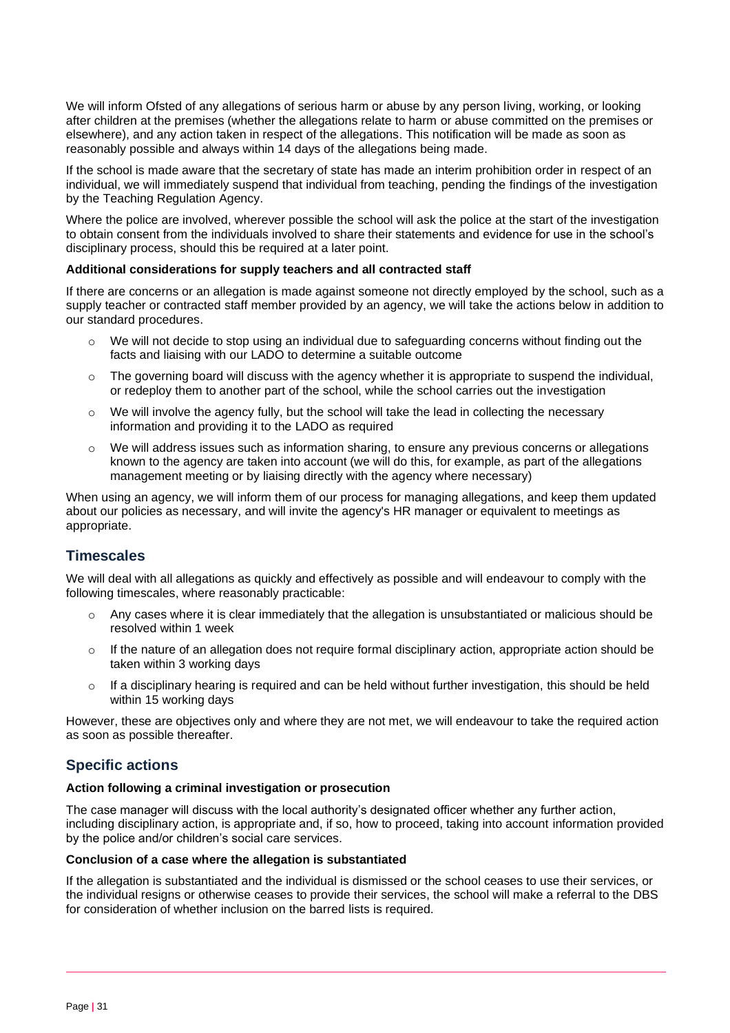We will inform Ofsted of any allegations of serious harm or abuse by any person living, working, or looking after children at the premises (whether the allegations relate to harm or abuse committed on the premises or elsewhere), and any action taken in respect of the allegations. This notification will be made as soon as reasonably possible and always within 14 days of the allegations being made.

If the school is made aware that the secretary of state has made an interim prohibition order in respect of an individual, we will immediately suspend that individual from teaching, pending the findings of the investigation by the Teaching Regulation Agency.

Where the police are involved, wherever possible the school will ask the police at the start of the investigation to obtain consent from the individuals involved to share their statements and evidence for use in the school's disciplinary process, should this be required at a later point.

**Additional considerations for supply teachers and all contracted staff**

If there are concerns or an allegation is made against someone not directly employed by the school, such as a supply teacher or contracted staff member provided by an agency, we will take the actions below in addition to our standard procedures.

- We will not decide to stop using an individual due to safeguarding concerns without finding out the facts and liaising with our LADO to determine a suitable outcome
- The governing board will discuss with the agency whether it is appropriate to suspend the individual, or redeploy them to another part of the school, while the school carries out the investigation
- We will involve the agency fully, but the school will take the lead in collecting the necessary information and providing it to the LADO as required
- We will address issues such as information sharing, to ensure any previous concerns or allegations known to the agency are taken into account (we will do this, for example, as part of the allegations management meeting or by liaising directly with the agency where necessary)

When using an agency, we will inform them of our process for managing allegations, and keep them updated about our policies as necessary, and will invite the agency's HR manager or equivalent to meetings as appropriate.

## Timescales

We will deal with all allegations as quickly and effectively as possible and will endeavour to comply with the following timescales, where reasonably practicable:

- Any cases where it is clear immediately that the allegation is unsubstantiated or malicious should be resolved within 1 week
- If the nature of an allegation does not require formal disciplinary action, appropriate action should be taken within 3 working days
- If a disciplinary hearing is required and can be held without further investigation, this should be held within 15 working days

However, these are objectives only and where they are not met, we will endeavour to take the required action as soon as possible thereafter.

## Specific actions

**Action following a criminal investigation or prosecution**

The case manager will discuss with the local authority's designated officer whether any further action, including disciplinary action, is appropriate and, if so, how to proceed, taking into account information provided by the police and/or children's social care services.

**Conclusion of a case where the allegation is substantiated**

If the allegation is substantiated and the individual is dismissed or the school ceases to use their services, or the individual resigns or otherwise ceases to provide their services, the school will make a referral to the DBS for consideration of whether inclusion on the barred lists is required.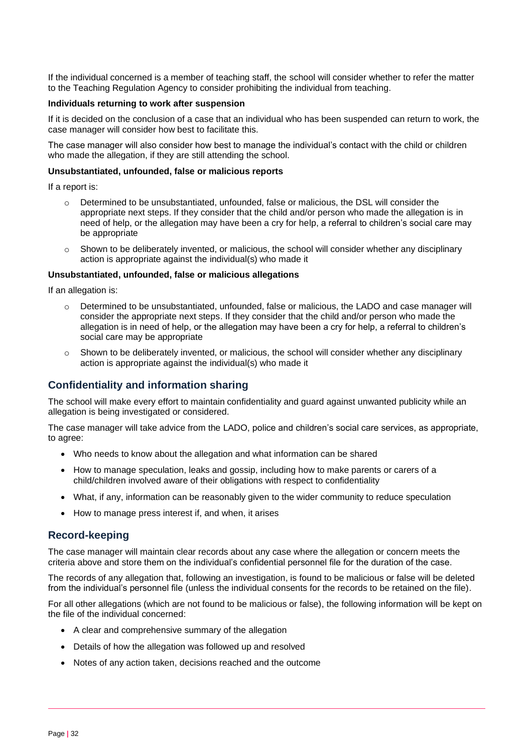If the individual concerned is a member of teaching staff, the school will consider whether to refer the matter to the Teaching Regulation Agency to consider prohibiting the individual from teaching.

**Individuals returning to work after suspension**

If it is decided on the conclusion of a case that an individual who has been suspended can return to work, the case manager will consider how best to facilitate this.

The case manager will also consider how best to manage the individual's contact with the child or children who made the allegation, if they are still attending the school.

**Unsubstantiated, unfounded, false or malicious reports**

If a report is:

- Determined to be unsubstantiated, unfounded, false or malicious, the DSL will consider the appropriate next steps. If they consider that the child and/or person who made the allegation is in need of help, or the allegation may have been a cry for help, a referral to children's social care may be appropriate
- Shown to be deliberately invented, or malicious, the school will consider whether any disciplinary action is appropriate against the individual(s) who made it

**Unsubstantiated, unfounded, false or malicious allegations**

If an allegation is:

- Determined to be unsubstantiated, unfounded, false or malicious, the LADO and case manager will consider the appropriate next steps. If they consider that the child and/or person who made the allegation is in need of help, or the allegation may have been a cry for help, a referral to children's social care may be appropriate
- Shown to be deliberately invented, or malicious, the school will consider whether any disciplinary action is appropriate against the individual(s) who made it

## Confidentiality and information sharing

The school will make every effort to maintain confidentiality and guard against unwanted publicity while an allegation is being investigated or considered.

The case manager will take advice from the LADO, police and children's social care services, as appropriate, to agree:

- Who needs to know about the allegation and what information can be shared
- How to manage speculation, leaks and gossip, including how to make parents or carers of a child/children involved aware of their obligations with respect to confidentiality
- What, if any, information can be reasonably given to the wider community to reduce speculation
- How to manage press interest if, and when, it arises

## Record-keeping

The case manager will maintain clear records about any case where the allegation or concern meets the criteria above and store them on the individual's confidential personnel file for the duration of the case.

The records of any allegation that, following an investigation, is found to be malicious or false will be deleted from the individual's personnel file (unless the individual consents for the records to be retained on the file).

For all other allegations (which are not found to be malicious or false), the following information will be kept on the file of the individual concerned:

- A clear and comprehensive summary of the allegation
- Details of how the allegation was followed up and resolved
- Notes of any action taken, decisions reached and the outcome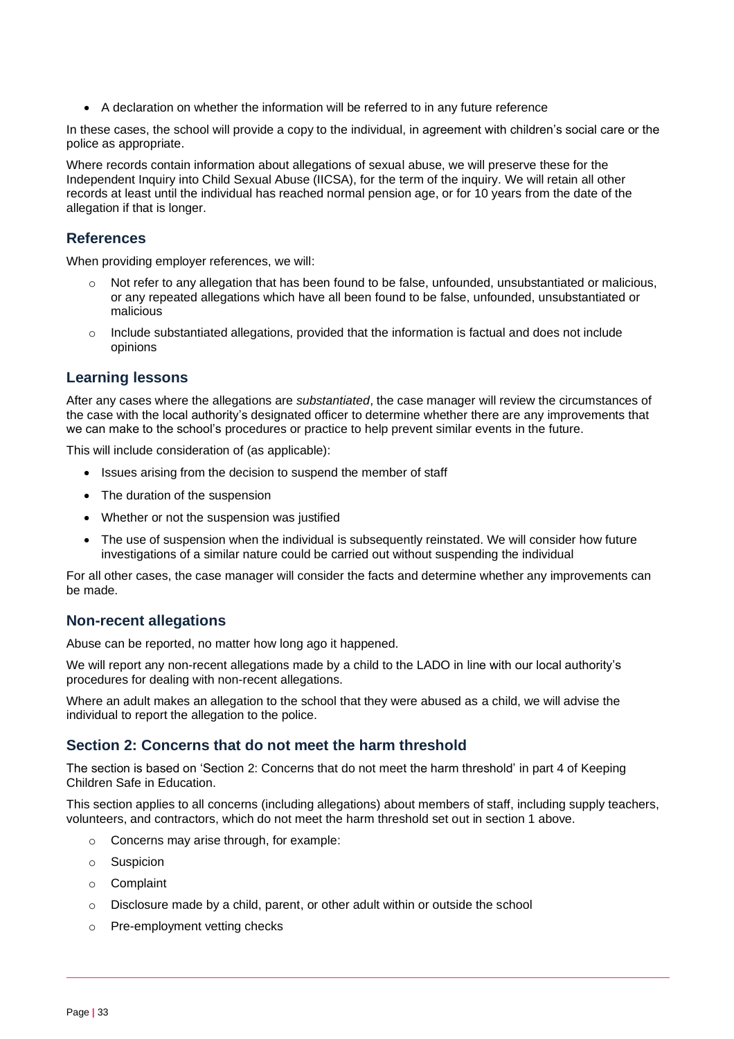- A declaration on whether the information will be referred to in any future reference

In these cases, the school will provide a copy to the individual, in agreement with children's social care or the police as appropriate.

Where records contain information about allegations of sexual abuse, we will preserve these for the Independent Inquiry into Child Sexual Abuse (IICSA), for the term of the inquiry. We will retain all other records at least until the individual has reached normal pension age, or for 10 years from the date of the allegation if that is longer.

## References

When providing employer references, we will:

- Not refer to any allegation that has been found to be false, unfounded, unsubstantiated or malicious, or any repeated allegations which have all been found to be false, unfounded, unsubstantiated or malicious
- Include substantiated allegations, provided that the information is factual and does not include opinions

## Learning lessons

After any cases where the allegations are *substantiated*, the case manager will review the circumstances of the case with the local authority's designated officer to determine whether there are any improvements that we can make to the school's procedures or practice to help prevent similar events in the future.

This will include consideration of (as applicable):

- Issues arising from the decision to suspend the member of staff
- The duration of the suspension
- Whether or not the suspension was justified
- The use of suspension when the individual is subsequently reinstated. We will consider how future investigations of a similar nature could be carried out without suspending the individual

For all other cases, the case manager will consider the facts and determine whether any improvements can be made.

## Non-recent allegations

Abuse can be reported, no matter how long ago it happened.

We will report any non-recent allegations made by a child to the LADO in line with our local authority's procedures for dealing with non-recent allegations.

Where an adult makes an allegation to the school that they were abused as a child, we will advise the individual to report the allegation to the police.

## Section 2: Concerns that do not meet the harm threshold

The section is based on 'Section 2: Concerns that do not meet the harm threshold' in part 4 of Keeping Children Safe in Education.

This section applies to all concerns (including allegations) about members of staff, including supply teachers, volunteers, and contractors, which do not meet the harm threshold set out in section 1 above.

- Concerns may arise through, for example:
- Suspicion
- Complaint
- Disclosure made by a child, parent, or other adult within or outside the school
- Pre-employment vetting checks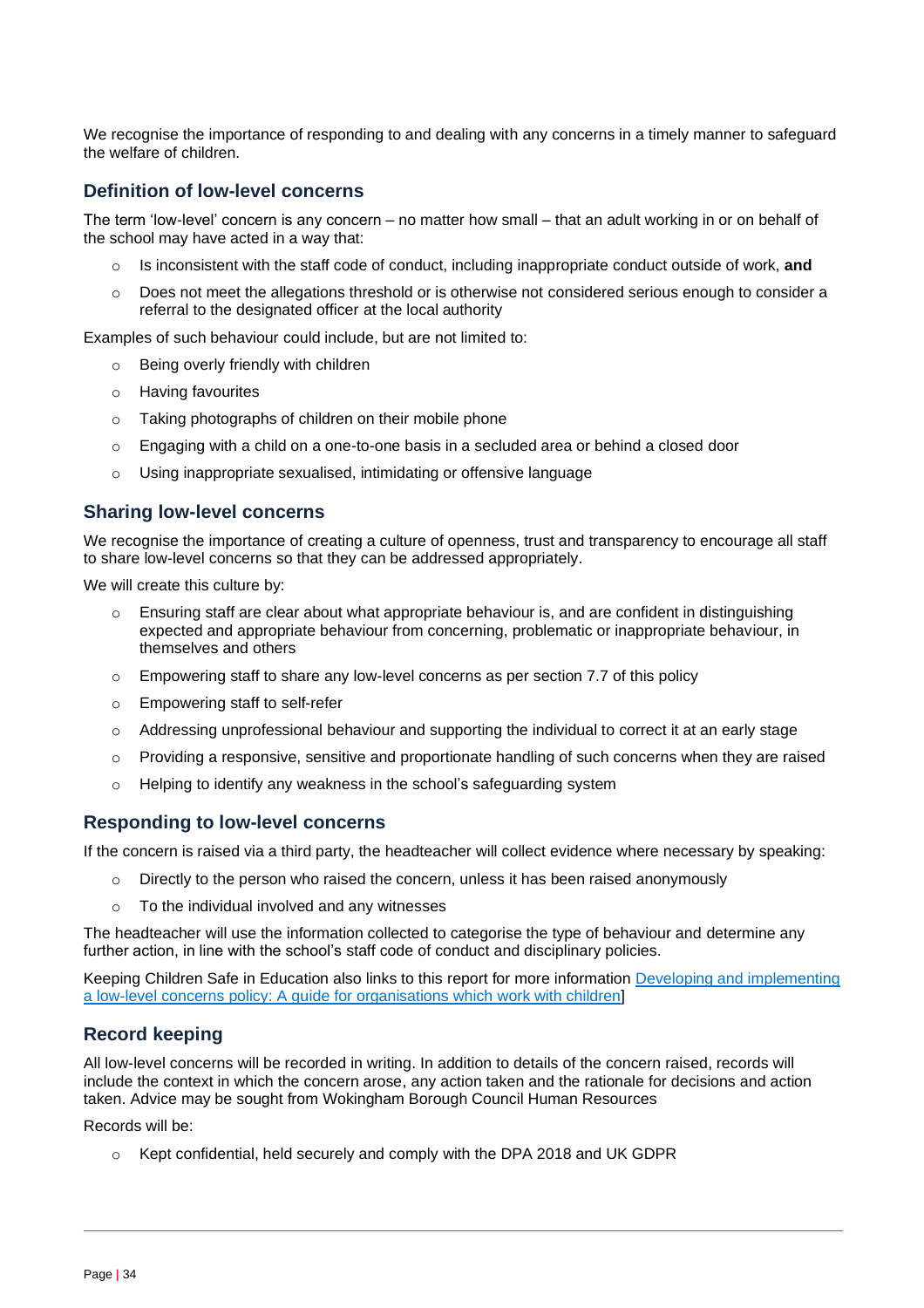We recognise the importance of responding to and dealing with any concerns in a timely manner to safeguard the welfare of children.

### Definition of low-level concerns

The term 'low-level' concern is any concern – no matter how small – that an adult working in or on behalf of the school may have acted in a way that:

- Is inconsistent with the staff code of conduct, including inappropriate conduct outside of work, **and**
- Does not meet the allegations threshold or is otherwise not considered serious enough to consider a referral to the designated officer at the local authority

Examples of such behaviour could include, but are not limited to:

- Being overly friendly with children
- Having favourites
- Taking photographs of children on their mobile phone
- Engaging with a child on a one-to-one basis in a secluded area or behind a closed door
- Using inappropriate sexualised, intimidating or offensive language

### Sharing low-level concerns

We recognise the importance of creating a culture of openness, trust and transparency to encourage all staff to share low-level concerns so that they can be addressed appropriately.

We will create this culture by:

- Ensuring staff are clear about what appropriate behaviour is, and are confident in distinguishing expected and appropriate behaviour from concerning, problematic or inappropriate behaviour, in themselves and others
- Empowering staff to share any low-level concerns as per section 7.7 of this policy
- Empowering staff to self-refer
- Addressing unprofessional behaviour and supporting the individual to correct it at an early stage
- Providing a responsive, sensitive and proportionate handling of such concerns when they are raised
- Helping to identify any weakness in the school's safeguarding system

### Responding to low-level concerns

If the concern is raised via a third party, the headteacher will collect evidence where necessary by speaking:

- Directly to the person who raised the concern, unless it has been raised anonymously
- To the individual involved and any witnesses

The headteacher will use the information collected to categorise the type of behaviour and determine any further action, in line with the school's staff code of conduct and disciplinary policies.

Keeping Children Safe in Education also links to this report for more information [Developing and implementing a low-level concerns policy: A guide for organisations which work with children]

### Record keeping

All low-level concerns will be recorded in writing. In addition to details of the concern raised, records will include the context in which the concern arose, any action taken and the rationale for decisions and action taken. Advice may be sought from Wokingham Borough Council Human Resources

Records will be:

- Kept confidential, held securely and comply with the DPA 2018 and UK GDPR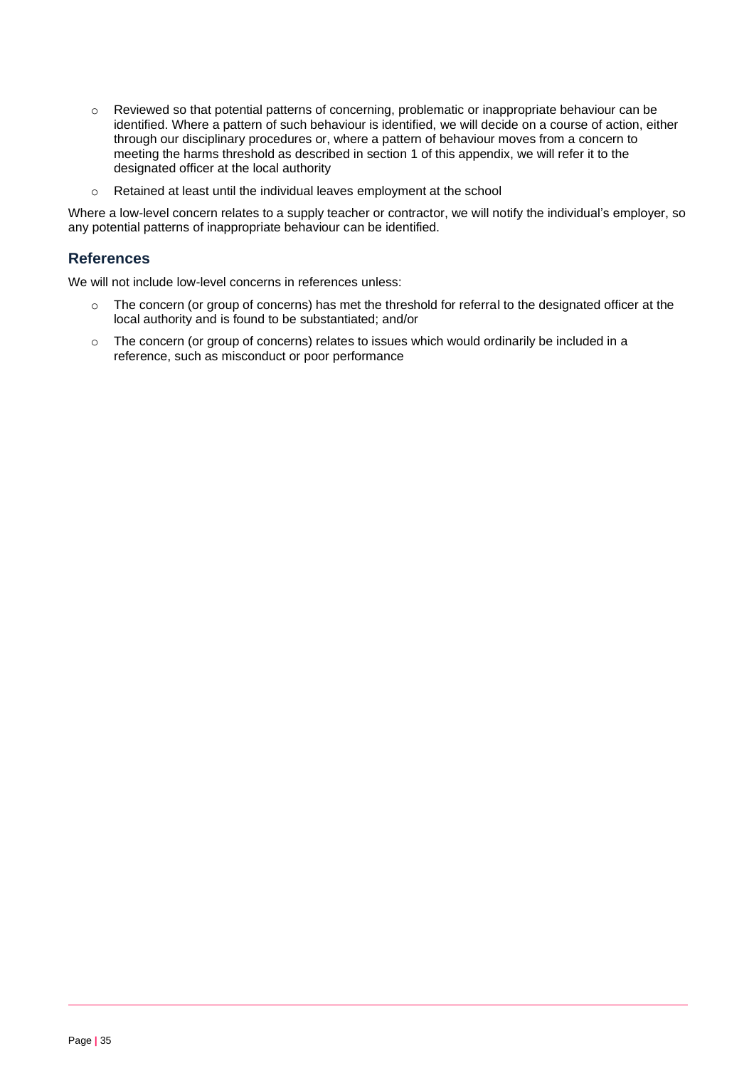- Reviewed so that potential patterns of concerning, problematic or inappropriate behaviour can be identified. Where a pattern of such behaviour is identified, we will decide on a course of action, either through our disciplinary procedures or, where a pattern of behaviour moves from a concern to meeting the harms threshold as described in section 1 of this appendix, we will refer it to the designated officer at the local authority
- Retained at least until the individual leaves employment at the school

Where a low-level concern relates to a supply teacher or contractor, we will notify the individual's employer, so any potential patterns of inappropriate behaviour can be identified.

## References

We will not include low-level concerns in references unless:

- The concern (or group of concerns) has met the threshold for referral to the designated officer at the local authority and is found to be substantiated; and/or
- The concern (or group of concerns) relates to issues which would ordinarily be included in a reference, such as misconduct or poor performance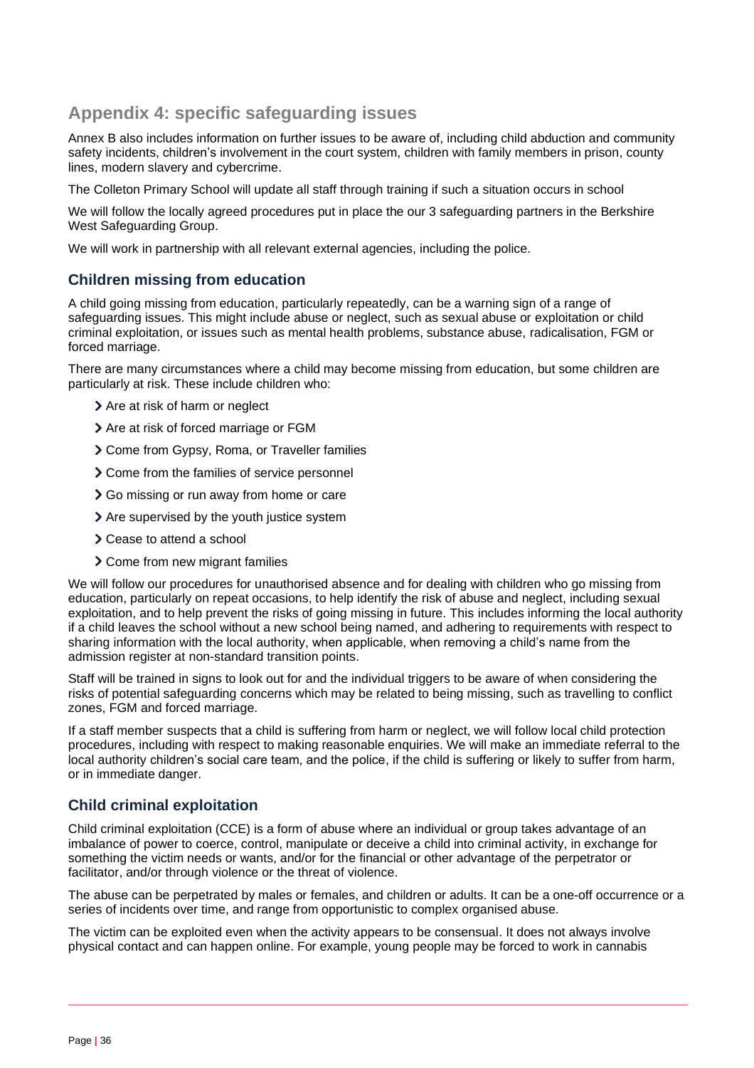## Appendix 4: specific safeguarding issues

Annex B also includes information on further issues to be aware of, including child abduction and community safety incidents, children's involvement in the court system, children with family members in prison, county lines, modern slavery and cybercrime.

The Colleton Primary School will update all staff through training if such a situation occurs in school

We will follow the locally agreed procedures put in place the our 3 safeguarding partners in the Berkshire West Safeguarding Group.

We will work in partnership with all relevant external agencies, including the police.

### Children missing from education

A child going missing from education, particularly repeatedly, can be a warning sign of a range of safeguarding issues. This might include abuse or neglect, such as sexual abuse or exploitation or child criminal exploitation, or issues such as mental health problems, substance abuse, radicalisation, FGM or forced marriage.

There are many circumstances where a child may become missing from education, but some children are particularly at risk. These include children who:

- Are at risk of harm or neglect
- Are at risk of forced marriage or FGM
- Come from Gypsy, Roma, or Traveller families
- Come from the families of service personnel
- Go missing or run away from home or care
- Are supervised by the youth justice system
- Cease to attend a school
- Come from new migrant families

We will follow our procedures for unauthorised absence and for dealing with children who go missing from education, particularly on repeat occasions, to help identify the risk of abuse and neglect, including sexual exploitation, and to help prevent the risks of going missing in future. This includes informing the local authority if a child leaves the school without a new school being named, and adhering to requirements with respect to sharing information with the local authority, when applicable, when removing a child's name from the admission register at non-standard transition points.

Staff will be trained in signs to look out for and the individual triggers to be aware of when considering the risks of potential safeguarding concerns which may be related to being missing, such as travelling to conflict zones, FGM and forced marriage.

If a staff member suspects that a child is suffering from harm or neglect, we will follow local child protection procedures, including with respect to making reasonable enquiries. We will make an immediate referral to the local authority children's social care team, and the police, if the child is suffering or likely to suffer from harm, or in immediate danger.

### Child criminal exploitation

Child criminal exploitation (CCE) is a form of abuse where an individual or group takes advantage of an imbalance of power to coerce, control, manipulate or deceive a child into criminal activity, in exchange for something the victim needs or wants, and/or for the financial or other advantage of the perpetrator or facilitator, and/or through violence or the threat of violence.

The abuse can be perpetrated by males or females, and children or adults. It can be a one-off occurrence or a series of incidents over time, and range from opportunistic to complex organised abuse.

The victim can be exploited even when the activity appears to be consensual. It does not always involve physical contact and can happen online. For example, young people may be forced to work in cannabis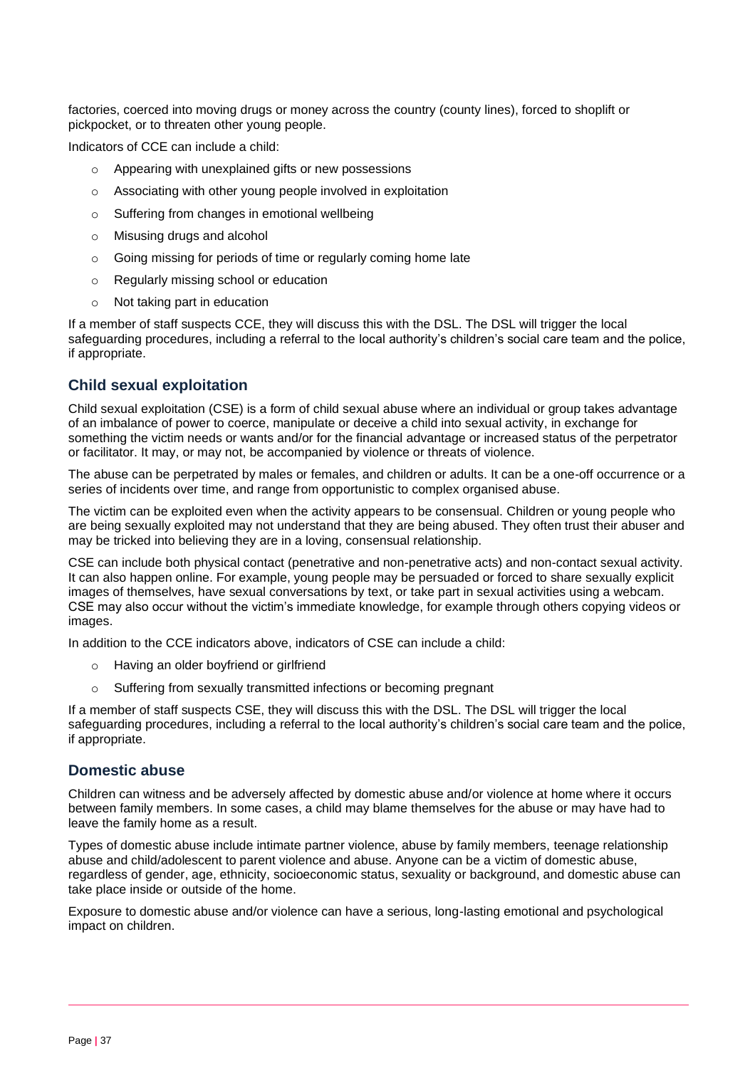factories, coerced into moving drugs or money across the country (county lines), forced to shoplift or pickpocket, or to threaten other young people.

Indicators of CCE can include a child:

- Appearing with unexplained gifts or new possessions
- Associating with other young people involved in exploitation
- Suffering from changes in emotional wellbeing
- Misusing drugs and alcohol
- Going missing for periods of time or regularly coming home late
- Regularly missing school or education
- Not taking part in education

If a member of staff suspects CCE, they will discuss this with the DSL. The DSL will trigger the local safeguarding procedures, including a referral to the local authority's children's social care team and the police, if appropriate.

## Child sexual exploitation

Child sexual exploitation (CSE) is a form of child sexual abuse where an individual or group takes advantage of an imbalance of power to coerce, manipulate or deceive a child into sexual activity, in exchange for something the victim needs or wants and/or for the financial advantage or increased status of the perpetrator or facilitator. It may, or may not, be accompanied by violence or threats of violence.

The abuse can be perpetrated by males or females, and children or adults. It can be a one-off occurrence or a series of incidents over time, and range from opportunistic to complex organised abuse.

The victim can be exploited even when the activity appears to be consensual. Children or young people who are being sexually exploited may not understand that they are being abused. They often trust their abuser and may be tricked into believing they are in a loving, consensual relationship.

CSE can include both physical contact (penetrative and non-penetrative acts) and non-contact sexual activity. It can also happen online. For example, young people may be persuaded or forced to share sexually explicit images of themselves, have sexual conversations by text, or take part in sexual activities using a webcam. CSE may also occur without the victim's immediate knowledge, for example through others copying videos or images.

In addition to the CCE indicators above, indicators of CSE can include a child:

- Having an older boyfriend or girlfriend
- Suffering from sexually transmitted infections or becoming pregnant

If a member of staff suspects CSE, they will discuss this with the DSL. The DSL will trigger the local safeguarding procedures, including a referral to the local authority's children's social care team and the police, if appropriate.

## Domestic abuse

Children can witness and be adversely affected by domestic abuse and/or violence at home where it occurs between family members. In some cases, a child may blame themselves for the abuse or may have had to leave the family home as a result.

Types of domestic abuse include intimate partner violence, abuse by family members, teenage relationship abuse and child/adolescent to parent violence and abuse. Anyone can be a victim of domestic abuse, regardless of gender, age, ethnicity, socioeconomic status, sexuality or background, and domestic abuse can take place inside or outside of the home.

Exposure to domestic abuse and/or violence can have a serious, long-lasting emotional and psychological impact on children.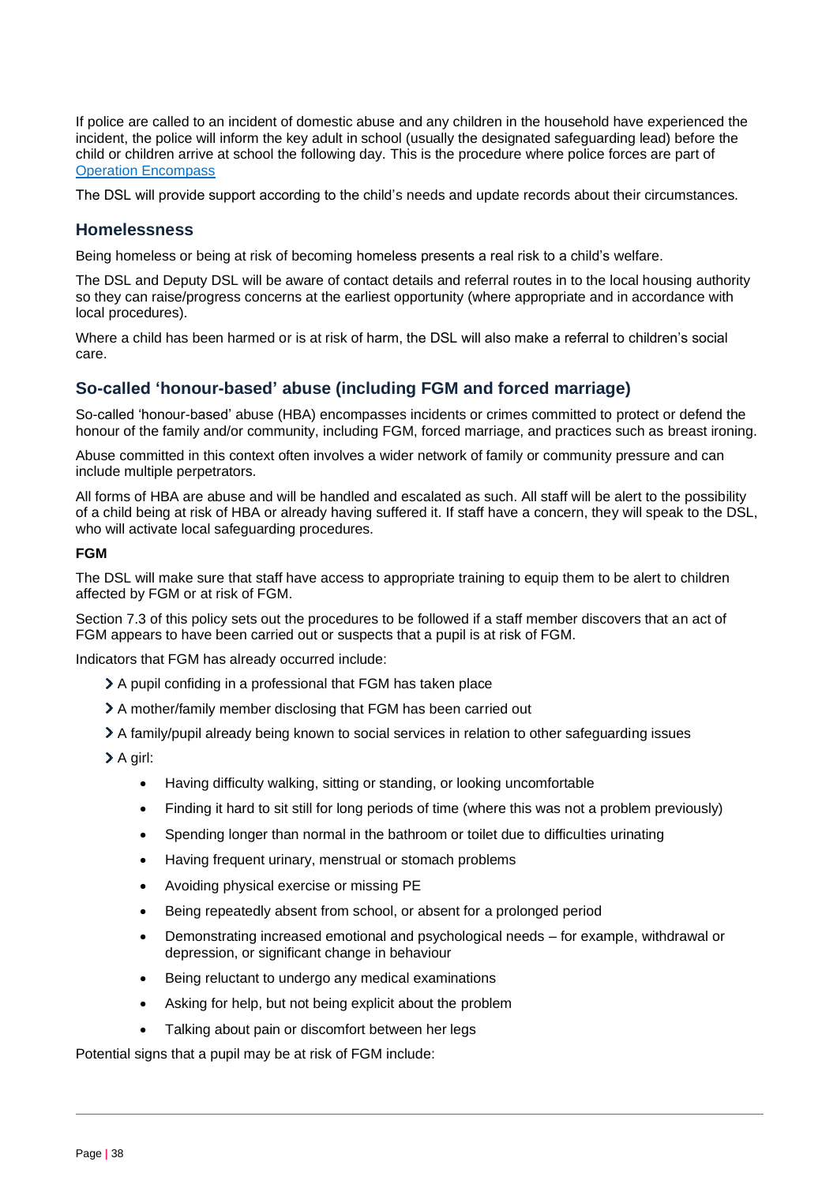If police are called to an incident of domestic abuse and any children in the household have experienced the incident, the police will inform the key adult in school (usually the designated safeguarding lead) before the child or children arrive at school the following day. This is the procedure where police forces are part of [Operation Encompass](https://www.operationencompass.org/)

The DSL will provide support according to the child's needs and update records about their circumstances.

## Homelessness

Being homeless or being at risk of becoming homeless presents a real risk to a child's welfare.

The DSL and Deputy DSL will be aware of contact details and referral routes in to the local housing authority so they can raise/progress concerns at the earliest opportunity (where appropriate and in accordance with local procedures).

Where a child has been harmed or is at risk of harm, the DSL will also make a referral to children's social care.

## So-called 'honour-based' abuse (including FGM and forced marriage)

So-called 'honour-based' abuse (HBA) encompasses incidents or crimes committed to protect or defend the honour of the family and/or community, including FGM, forced marriage, and practices such as breast ironing.

Abuse committed in this context often involves a wider network of family or community pressure and can include multiple perpetrators.

All forms of HBA are abuse and will be handled and escalated as such. All staff will be alert to the possibility of a child being at risk of HBA or already having suffered it. If staff have a concern, they will speak to the DSL, who will activate local safeguarding procedures.

**FGM**

The DSL will make sure that staff have access to appropriate training to equip them to be alert to children affected by FGM or at risk of FGM.

Section 7.3 of this policy sets out the procedures to be followed if a staff member discovers that an act of FGM appears to have been carried out or suspects that a pupil is at risk of FGM.

Indicators that FGM has already occurred include:

- A pupil confiding in a professional that FGM has taken place
- A mother/family member disclosing that FGM has been carried out
- A family/pupil already being known to social services in relation to other safeguarding issues
- A girl:
  - Having difficulty walking, sitting or standing, or looking uncomfortable
  - Finding it hard to sit still for long periods of time (where this was not a problem previously)
  - Spending longer than normal in the bathroom or toilet due to difficulties urinating
  - Having frequent urinary, menstrual or stomach problems
  - Avoiding physical exercise or missing PE
  - Being repeatedly absent from school, or absent for a prolonged period
  - Demonstrating increased emotional and psychological needs – for example, withdrawal or depression, or significant change in behaviour
  - Being reluctant to undergo any medical examinations
  - Asking for help, but not being explicit about the problem
  - Talking about pain or discomfort between her legs

Potential signs that a pupil may be at risk of FGM include: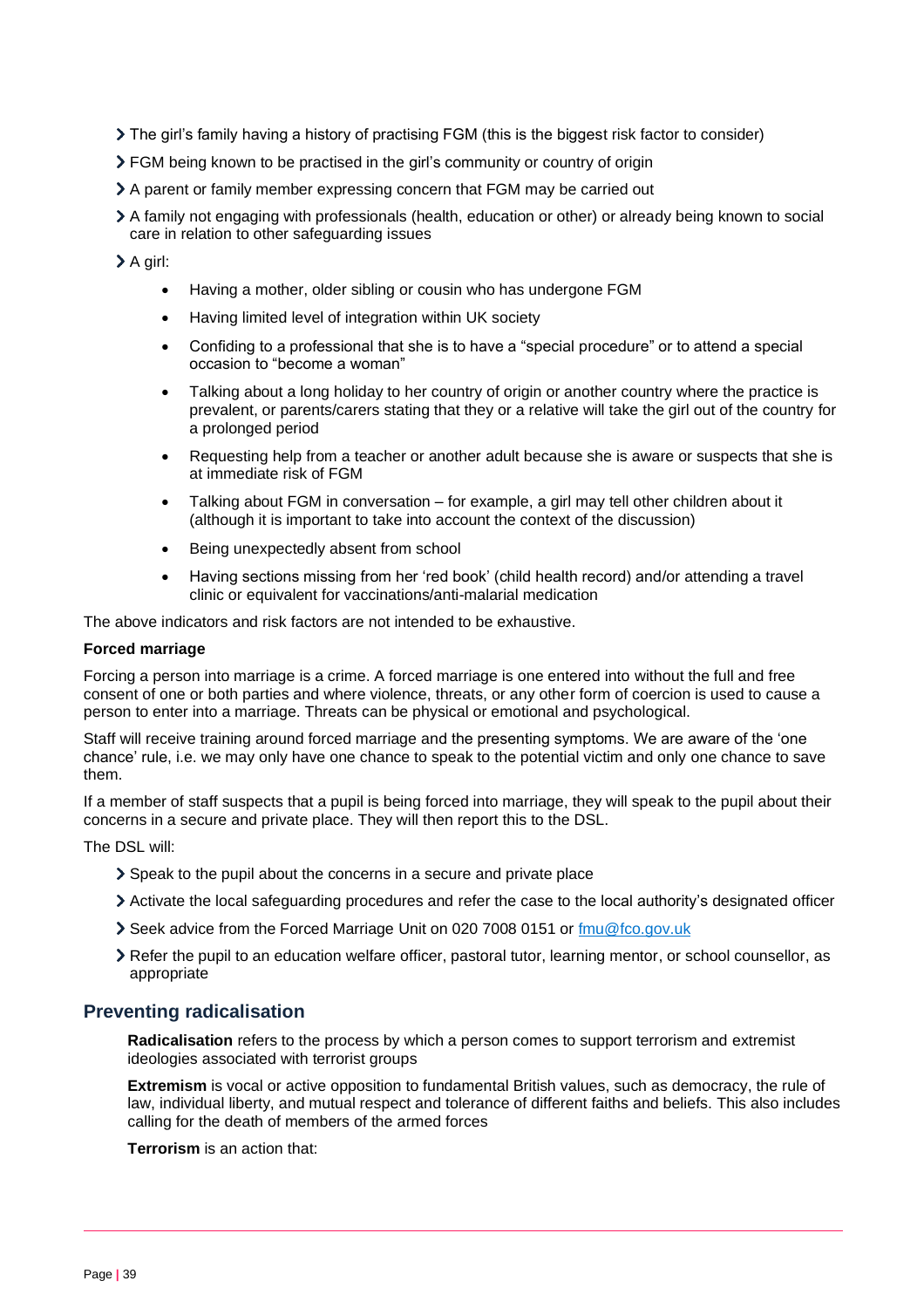- The girl's family having a history of practising FGM (this is the biggest risk factor to consider)
- FGM being known to be practised in the girl's community or country of origin
- A parent or family member expressing concern that FGM may be carried out
- A family not engaging with professionals (health, education or other) or already being known to social care in relation to other safeguarding issues
- A girl:
  - Having a mother, older sibling or cousin who has undergone FGM
  - Having limited level of integration within UK society
  - Confiding to a professional that she is to have a "special procedure" or to attend a special occasion to "become a woman"
  - Talking about a long holiday to her country of origin or another country where the practice is prevalent, or parents/carers stating that they or a relative will take the girl out of the country for a prolonged period
  - Requesting help from a teacher or another adult because she is aware or suspects that she is at immediate risk of FGM
  - Talking about FGM in conversation – for example, a girl may tell other children about it (although it is important to take into account the context of the discussion)
  - Being unexpectedly absent from school
  - Having sections missing from her 'red book' (child health record) and/or attending a travel clinic or equivalent for vaccinations/anti-malarial medication

The above indicators and risk factors are not intended to be exhaustive.

**Forced marriage**

Forcing a person into marriage is a crime. A forced marriage is one entered into without the full and free consent of one or both parties and where violence, threats, or any other form of coercion is used to cause a person to enter into a marriage. Threats can be physical or emotional and psychological.

Staff will receive training around forced marriage and the presenting symptoms. We are aware of the 'one chance' rule, i.e. we may only have one chance to speak to the potential victim and only one chance to save them.

If a member of staff suspects that a pupil is being forced into marriage, they will speak to the pupil about their concerns in a secure and private place. They will then report this to the DSL.

The DSL will:

- Speak to the pupil about the concerns in a secure and private place
- Activate the local safeguarding procedures and refer the case to the local authority's designated officer
- Seek advice from the Forced Marriage Unit on 020 7008 0151 or [fmu@fco.gov.uk](mailto:fmu@fco.gov.uk)
- Refer the pupil to an education welfare officer, pastoral tutor, learning mentor, or school counsellor, as appropriate

## Preventing radicalisation

**Radicalisation** refers to the process by which a person comes to support terrorism and extremist ideologies associated with terrorist groups

**Extremism** is vocal or active opposition to fundamental British values, such as democracy, the rule of law, individual liberty, and mutual respect and tolerance of different faiths and beliefs. This also includes calling for the death of members of the armed forces

**Terrorism** is an action that: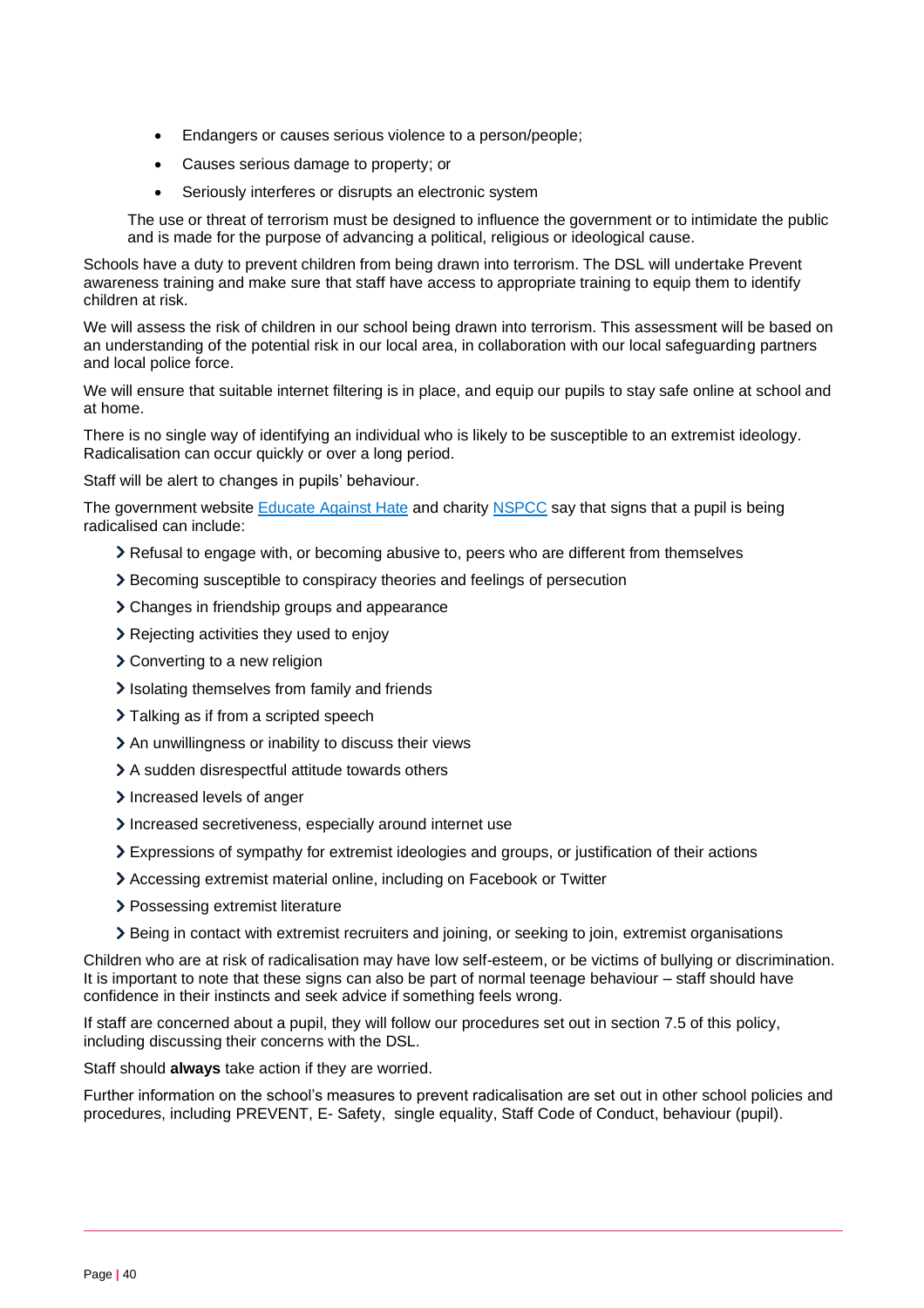- Endangers or causes serious violence to a person/people;
- Causes serious damage to property; or
- Seriously interferes or disrupts an electronic system

The use or threat of terrorism must be designed to influence the government or to intimidate the public and is made for the purpose of advancing a political, religious or ideological cause.

Schools have a duty to prevent children from being drawn into terrorism. The DSL will undertake Prevent awareness training and make sure that staff have access to appropriate training to equip them to identify children at risk.

We will assess the risk of children in our school being drawn into terrorism. This assessment will be based on an understanding of the potential risk in our local area, in collaboration with our local safeguarding partners and local police force.

We will ensure that suitable internet filtering is in place, and equip our pupils to stay safe online at school and at home.

There is no single way of identifying an individual who is likely to be susceptible to an extremist ideology. Radicalisation can occur quickly or over a long period.

Staff will be alert to changes in pupils' behaviour.

The government website Educate Against Hate and charity NSPCC say that signs that a pupil is being radicalised can include:

- Refusal to engage with, or becoming abusive to, peers who are different from themselves
- Becoming susceptible to conspiracy theories and feelings of persecution
- Changes in friendship groups and appearance
- Rejecting activities they used to enjoy
- Converting to a new religion
- Isolating themselves from family and friends
- Talking as if from a scripted speech
- An unwillingness or inability to discuss their views
- A sudden disrespectful attitude towards others
- Increased levels of anger
- Increased secretiveness, especially around internet use
- Expressions of sympathy for extremist ideologies and groups, or justification of their actions
- Accessing extremist material online, including on Facebook or Twitter
- Possessing extremist literature
- Being in contact with extremist recruiters and joining, or seeking to join, extremist organisations

Children who are at risk of radicalisation may have low self-esteem, or be victims of bullying or discrimination. It is important to note that these signs can also be part of normal teenage behaviour – staff should have confidence in their instincts and seek advice if something feels wrong.

If staff are concerned about a pupil, they will follow our procedures set out in section 7.5 of this policy, including discussing their concerns with the DSL.

Staff should **always** take action if they are worried.

Further information on the school's measures to prevent radicalisation are set out in other school policies and procedures, including PREVENT, E- Safety, single equality, Staff Code of Conduct, behaviour (pupil).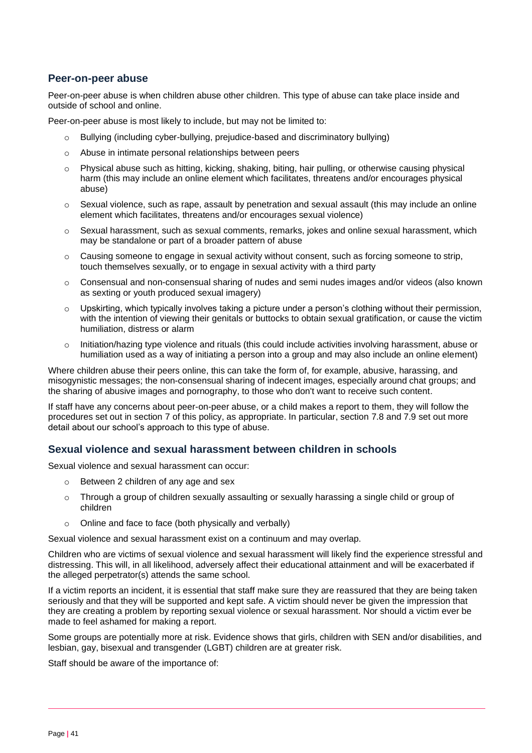## Peer-on-peer abuse

Peer-on-peer abuse is when children abuse other children. This type of abuse can take place inside and outside of school and online.

Peer-on-peer abuse is most likely to include, but may not be limited to:

- Bullying (including cyber-bullying, prejudice-based and discriminatory bullying)
- Abuse in intimate personal relationships between peers
- Physical abuse such as hitting, kicking, shaking, biting, hair pulling, or otherwise causing physical harm (this may include an online element which facilitates, threatens and/or encourages physical abuse)
- Sexual violence, such as rape, assault by penetration and sexual assault (this may include an online element which facilitates, threatens and/or encourages sexual violence)
- Sexual harassment, such as sexual comments, remarks, jokes and online sexual harassment, which may be standalone or part of a broader pattern of abuse
- Causing someone to engage in sexual activity without consent, such as forcing someone to strip, touch themselves sexually, or to engage in sexual activity with a third party
- Consensual and non-consensual sharing of nudes and semi nudes images and/or videos (also known as sexting or youth produced sexual imagery)
- Upskirting, which typically involves taking a picture under a person's clothing without their permission, with the intention of viewing their genitals or buttocks to obtain sexual gratification, or cause the victim humiliation, distress or alarm
- Initiation/hazing type violence and rituals (this could include activities involving harassment, abuse or humiliation used as a way of initiating a person into a group and may also include an online element)

Where children abuse their peers online, this can take the form of, for example, abusive, harassing, and misogynistic messages; the non-consensual sharing of indecent images, especially around chat groups; and the sharing of abusive images and pornography, to those who don't want to receive such content.

If staff have any concerns about peer-on-peer abuse, or a child makes a report to them, they will follow the procedures set out in section 7 of this policy, as appropriate. In particular, section 7.8 and 7.9 set out more detail about our school's approach to this type of abuse.

## Sexual violence and sexual harassment between children in schools

Sexual violence and sexual harassment can occur:

- Between 2 children of any age and sex
- Through a group of children sexually assaulting or sexually harassing a single child or group of children
- Online and face to face (both physically and verbally)

Sexual violence and sexual harassment exist on a continuum and may overlap.

Children who are victims of sexual violence and sexual harassment will likely find the experience stressful and distressing. This will, in all likelihood, adversely affect their educational attainment and will be exacerbated if the alleged perpetrator(s) attends the same school.

If a victim reports an incident, it is essential that staff make sure they are reassured that they are being taken seriously and that they will be supported and kept safe. A victim should never be given the impression that they are creating a problem by reporting sexual violence or sexual harassment. Nor should a victim ever be made to feel ashamed for making a report.

Some groups are potentially more at risk. Evidence shows that girls, children with SEN and/or disabilities, and lesbian, gay, bisexual and transgender (LGBT) children are at greater risk.

Staff should be aware of the importance of: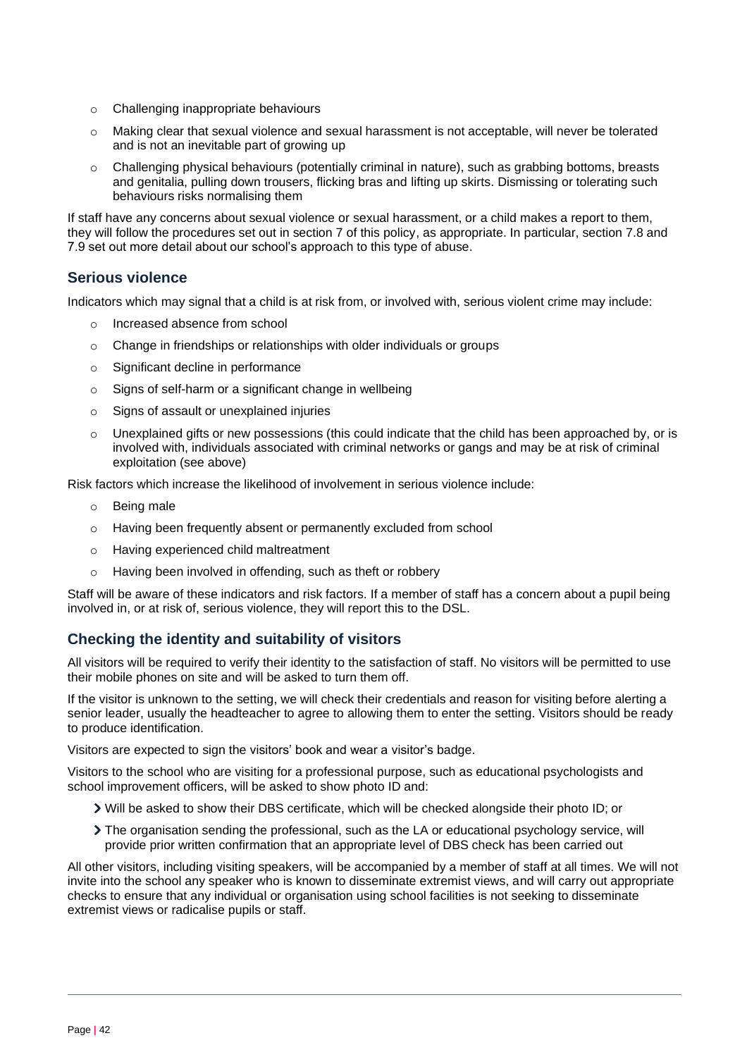- Challenging inappropriate behaviours
- Making clear that sexual violence and sexual harassment is not acceptable, will never be tolerated and is not an inevitable part of growing up
- Challenging physical behaviours (potentially criminal in nature), such as grabbing bottoms, breasts and genitalia, pulling down trousers, flicking bras and lifting up skirts. Dismissing or tolerating such behaviours risks normalising them

If staff have any concerns about sexual violence or sexual harassment, or a child makes a report to them, they will follow the procedures set out in section 7 of this policy, as appropriate. In particular, section 7.8 and 7.9 set out more detail about our school's approach to this type of abuse.

## Serious violence

Indicators which may signal that a child is at risk from, or involved with, serious violent crime may include:

- Increased absence from school
- Change in friendships or relationships with older individuals or groups
- Significant decline in performance
- Signs of self-harm or a significant change in wellbeing
- Signs of assault or unexplained injuries
- Unexplained gifts or new possessions (this could indicate that the child has been approached by, or is involved with, individuals associated with criminal networks or gangs and may be at risk of criminal exploitation (see above)

Risk factors which increase the likelihood of involvement in serious violence include:

- Being male
- Having been frequently absent or permanently excluded from school
- Having experienced child maltreatment
- Having been involved in offending, such as theft or robbery

Staff will be aware of these indicators and risk factors. If a member of staff has a concern about a pupil being involved in, or at risk of, serious violence, they will report this to the DSL.

## Checking the identity and suitability of visitors

All visitors will be required to verify their identity to the satisfaction of staff. No visitors will be permitted to use their mobile phones on site and will be asked to turn them off.

If the visitor is unknown to the setting, we will check their credentials and reason for visiting before alerting a senior leader, usually the headteacher to agree to allowing them to enter the setting. Visitors should be ready to produce identification.

Visitors are expected to sign the visitors' book and wear a visitor's badge.

Visitors to the school who are visiting for a professional purpose, such as educational psychologists and school improvement officers, will be asked to show photo ID and:

- Will be asked to show their DBS certificate, which will be checked alongside their photo ID; or
- The organisation sending the professional, such as the LA or educational psychology service, will provide prior written confirmation that an appropriate level of DBS check has been carried out

All other visitors, including visiting speakers, will be accompanied by a member of staff at all times. We will not invite into the school any speaker who is known to disseminate extremist views, and will carry out appropriate checks to ensure that any individual or organisation using school facilities is not seeking to disseminate extremist views or radicalise pupils or staff.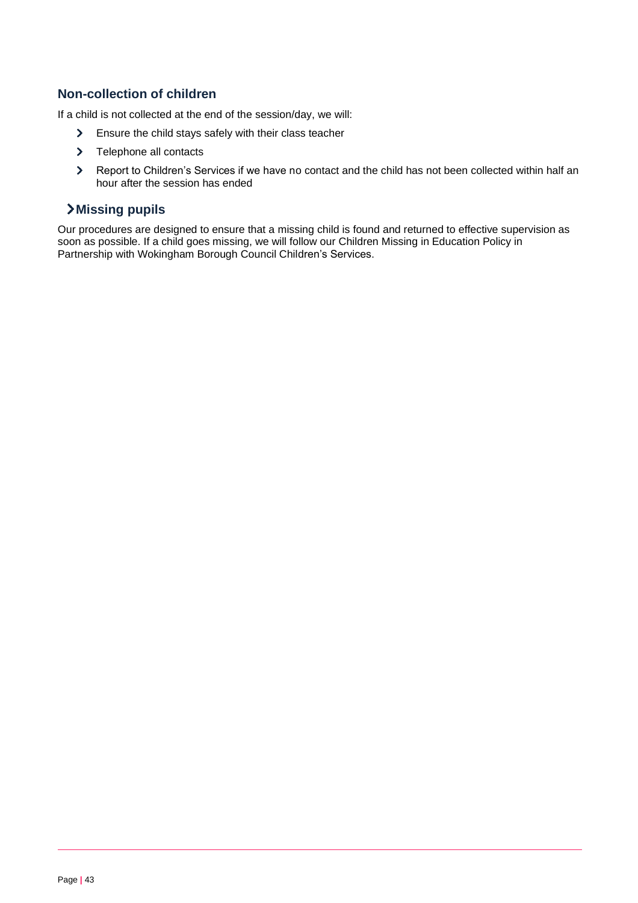### Non-collection of children

If a child is not collected at the end of the session/day, we will:

- Ensure the child stays safely with their class teacher
- Telephone all contacts
- Report to Children's Services if we have no contact and the child has not been collected within half an hour after the session has ended

### Missing pupils

Our procedures are designed to ensure that a missing child is found and returned to effective supervision as soon as possible. If a child goes missing, we will follow our Children Missing in Education Policy in Partnership with Wokingham Borough Council Children's Services.